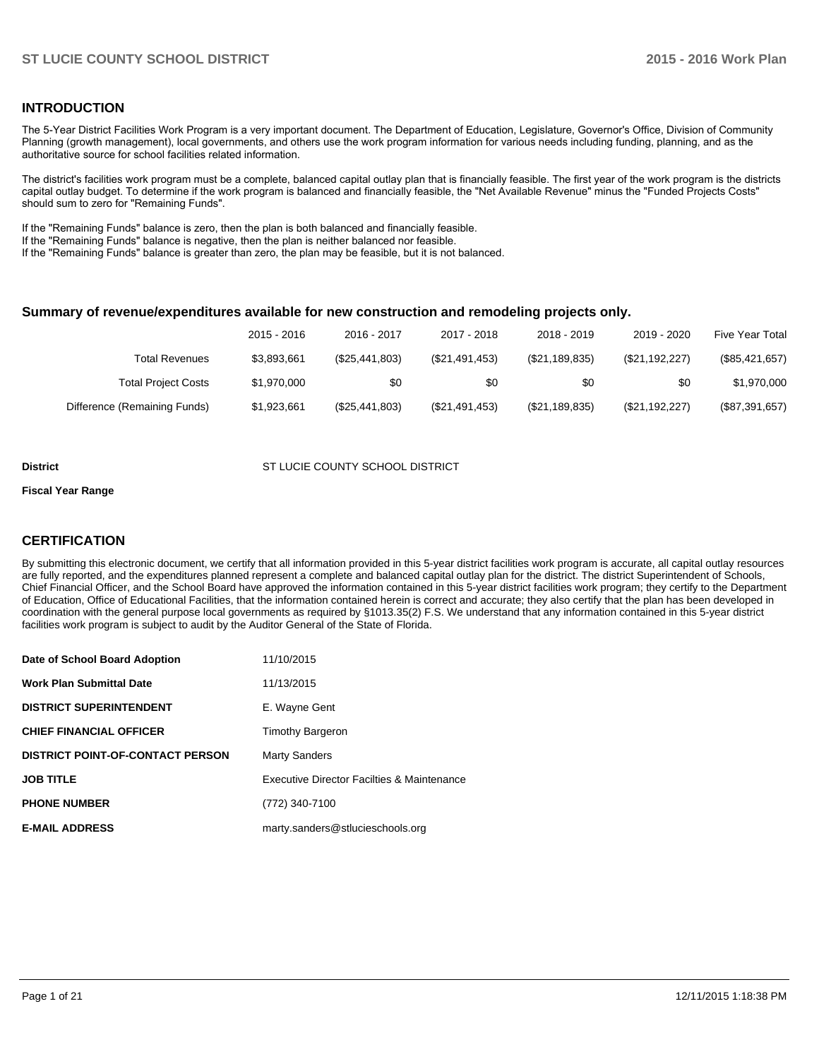## INTRODUCTION

The 5-Year District Facilities Work Program is a very important document. The Department of Education, Legislature, Governor's Office, Division of Community Planning (growth management), local governments, and others use the work program information for various needs including funding, planning, and as the authoritative source for school facilities related information.

The district's facilities work program must be a complete, balanced capital outlay plan that is financially feasible. The first year of the work program is the districts capital outlay budget. To determine if the work program is balanced and financially feasible, the "Net Available Revenue" minus the "Funded Projects Costs" should sum to zero for "Remaining Funds".

If the "Remaining Funds" balance is zero, then the plan is both balanced and financially feasible.
If the "Remaining Funds" balance is negative, then the plan is neither balanced nor feasible.
If the "Remaining Funds" balance is greater than zero, the plan may be feasible, but it is not balanced.

### Summary of revenue/expenditures available for new construction and remodeling projects only.

| | 2015 - 2016 | 2016 - 2017 | 2017 - 2018 | 2018 - 2019 | 2019 - 2020 | Five Year Total |
|---|---|---|---|---|---|---|
| Total Revenues | $3,893,661 | ($25,441,803) | ($21,491,453) | ($21,189,835) | ($21,192,227) | ($85,421,657) |
| Total Project Costs | $1,970,000 | $0 | $0 | $0 | $0 | $1,970,000 |
| Difference (Remaining Funds) | $1,923,661 | ($25,441,803) | ($21,491,453) | ($21,189,835) | ($21,192,227) | ($87,391,657) |

**District** ST LUCIE COUNTY SCHOOL DISTRICT

**Fiscal Year Range**

## CERTIFICATION

By submitting this electronic document, we certify that all information provided in this 5-year district facilities work program is accurate, all capital outlay resources are fully reported, and the expenditures planned represent a complete and balanced capital outlay plan for the district. The district Superintendent of Schools, Chief Financial Officer, and the School Board have approved the information contained in this 5-year district facilities work program; they certify to the Department of Education, Office of Educational Facilities, that the information contained herein is correct and accurate; they also certify that the plan has been developed in coordination with the general purpose local governments as required by §1013.35(2) F.S. We understand that any information contained in this 5-year district facilities work program is subject to audit by the Auditor General of the State of Florida.

| | |
|---|---|
| **Date of School Board Adoption** | 11/10/2015 |
| **Work Plan Submittal Date** | 11/13/2015 |
| **DISTRICT SUPERINTENDENT** | E. Wayne Gent |
| **CHIEF FINANCIAL OFFICER** | Timothy Bargeron |
| **DISTRICT POINT-OF-CONTACT PERSON** | Marty Sanders |
| **JOB TITLE** | Executive Director Facilties & Maintenance |
| **PHONE NUMBER** | (772) 340-7100 |
| **E-MAIL ADDRESS** | marty.sanders@stlucieschools.org |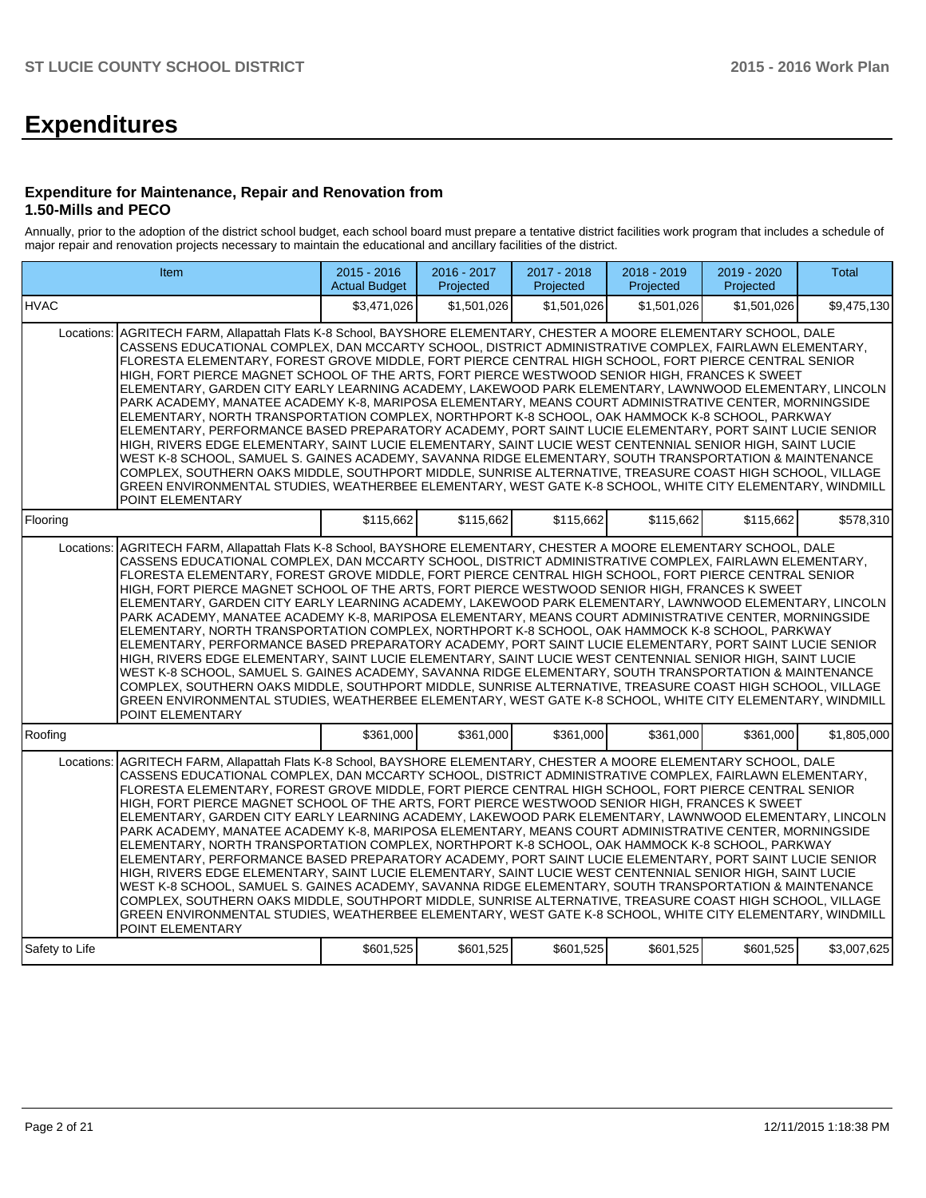# Expenditures

### Expenditure for Maintenance, Repair and Renovation from 1.50-Mills and PECO

Annually, prior to the adoption of the district school budget, each school board must prepare a tentative district facilities work program that includes a schedule of major repair and renovation projects necessary to maintain the educational and ancillary facilities of the district.

| Item | | 2015 - 2016 Actual Budget | 2016 - 2017 Projected | 2017 - 2018 Projected | 2018 - 2019 Projected | 2019 - 2020 Projected | Total |
|---|---|---|---|---|---|---|---|
| HVAC | | $3,471,026 | $1,501,026 | $1,501,026 | $1,501,026 | $1,501,026 | $9,475,130 |
| Locations: | AGRITECH FARM, Allapattah Flats K-8 School, BAYSHORE ELEMENTARY, CHESTER A MOORE ELEMENTARY SCHOOL, DALE CASSENS EDUCATIONAL COMPLEX, DAN MCCARTY SCHOOL, DISTRICT ADMINISTRATIVE COMPLEX, FAIRLAWN ELEMENTARY, FLORESTA ELEMENTARY, FOREST GROVE MIDDLE, FORT PIERCE CENTRAL HIGH SCHOOL, FORT PIERCE CENTRAL SENIOR HIGH, FORT PIERCE MAGNET SCHOOL OF THE ARTS, FORT PIERCE WESTWOOD SENIOR HIGH, FRANCES K SWEET ELEMENTARY, GARDEN CITY EARLY LEARNING ACADEMY, LAKEWOOD PARK ELEMENTARY, LAWNWOOD ELEMENTARY, LINCOLN PARK ACADEMY, MANATEE ACADEMY K-8, MARIPOSA ELEMENTARY, MEANS COURT ADMINISTRATIVE CENTER, MORNINGSIDE ELEMENTARY, NORTH TRANSPORTATION COMPLEX, NORTHPORT K-8 SCHOOL, OAK HAMMOCK K-8 SCHOOL, PARKWAY ELEMENTARY, PERFORMANCE BASED PREPARATORY ACADEMY, PORT SAINT LUCIE ELEMENTARY, PORT SAINT LUCIE SENIOR HIGH, RIVERS EDGE ELEMENTARY, SAINT LUCIE ELEMENTARY, SAINT LUCIE WEST CENTENNIAL SENIOR HIGH, SAINT LUCIE WEST K-8 SCHOOL, SAMUEL S. GAINES ACADEMY, SAVANNA RIDGE ELEMENTARY, SOUTH TRANSPORTATION & MAINTENANCE COMPLEX, SOUTHERN OAKS MIDDLE, SOUTHPORT MIDDLE, SUNRISE ALTERNATIVE, TREASURE COAST HIGH SCHOOL, VILLAGE GREEN ENVIRONMENTAL STUDIES, WEATHERBEE ELEMENTARY, WEST GATE K-8 SCHOOL, WHITE CITY ELEMENTARY, WINDMILL POINT ELEMENTARY | | | | | | |
| Flooring | | $115,662 | $115,662 | $115,662 | $115,662 | $115,662 | $578,310 |
| Locations: | AGRITECH FARM, Allapattah Flats K-8 School, BAYSHORE ELEMENTARY, CHESTER A MOORE ELEMENTARY SCHOOL, DALE CASSENS EDUCATIONAL COMPLEX, DAN MCCARTY SCHOOL, DISTRICT ADMINISTRATIVE COMPLEX, FAIRLAWN ELEMENTARY, FLORESTA ELEMENTARY, FOREST GROVE MIDDLE, FORT PIERCE CENTRAL HIGH SCHOOL, FORT PIERCE CENTRAL SENIOR HIGH, FORT PIERCE MAGNET SCHOOL OF THE ARTS, FORT PIERCE WESTWOOD SENIOR HIGH, FRANCES K SWEET ELEMENTARY, GARDEN CITY EARLY LEARNING ACADEMY, LAKEWOOD PARK ELEMENTARY, LAWNWOOD ELEMENTARY, LINCOLN PARK ACADEMY, MANATEE ACADEMY K-8, MARIPOSA ELEMENTARY, MEANS COURT ADMINISTRATIVE CENTER, MORNINGSIDE ELEMENTARY, NORTH TRANSPORTATION COMPLEX, NORTHPORT K-8 SCHOOL, OAK HAMMOCK K-8 SCHOOL, PARKWAY ELEMENTARY, PERFORMANCE BASED PREPARATORY ACADEMY, PORT SAINT LUCIE ELEMENTARY, PORT SAINT LUCIE SENIOR HIGH, RIVERS EDGE ELEMENTARY, SAINT LUCIE ELEMENTARY, SAINT LUCIE WEST CENTENNIAL SENIOR HIGH, SAINT LUCIE WEST K-8 SCHOOL, SAMUEL S. GAINES ACADEMY, SAVANNA RIDGE ELEMENTARY, SOUTH TRANSPORTATION & MAINTENANCE COMPLEX, SOUTHERN OAKS MIDDLE, SOUTHPORT MIDDLE, SUNRISE ALTERNATIVE, TREASURE COAST HIGH SCHOOL, VILLAGE GREEN ENVIRONMENTAL STUDIES, WEATHERBEE ELEMENTARY, WEST GATE K-8 SCHOOL, WHITE CITY ELEMENTARY, WINDMILL POINT ELEMENTARY | | | | | | |
| Roofing | | $361,000 | $361,000 | $361,000 | $361,000 | $361,000 | $1,805,000 |
| Locations: | AGRITECH FARM, Allapattah Flats K-8 School, BAYSHORE ELEMENTARY, CHESTER A MOORE ELEMENTARY SCHOOL, DALE CASSENS EDUCATIONAL COMPLEX, DAN MCCARTY SCHOOL, DISTRICT ADMINISTRATIVE COMPLEX, FAIRLAWN ELEMENTARY, FLORESTA ELEMENTARY, FOREST GROVE MIDDLE, FORT PIERCE CENTRAL HIGH SCHOOL, FORT PIERCE CENTRAL SENIOR HIGH, FORT PIERCE MAGNET SCHOOL OF THE ARTS, FORT PIERCE WESTWOOD SENIOR HIGH, FRANCES K SWEET ELEMENTARY, GARDEN CITY EARLY LEARNING ACADEMY, LAKEWOOD PARK ELEMENTARY, LAWNWOOD ELEMENTARY, LINCOLN PARK ACADEMY, MANATEE ACADEMY K-8, MARIPOSA ELEMENTARY, MEANS COURT ADMINISTRATIVE CENTER, MORNINGSIDE ELEMENTARY, NORTH TRANSPORTATION COMPLEX, NORTHPORT K-8 SCHOOL, OAK HAMMOCK K-8 SCHOOL, PARKWAY ELEMENTARY, PERFORMANCE BASED PREPARATORY ACADEMY, PORT SAINT LUCIE ELEMENTARY, PORT SAINT LUCIE SENIOR HIGH, RIVERS EDGE ELEMENTARY, SAINT LUCIE ELEMENTARY, SAINT LUCIE WEST CENTENNIAL SENIOR HIGH, SAINT LUCIE WEST K-8 SCHOOL, SAMUEL S. GAINES ACADEMY, SAVANNA RIDGE ELEMENTARY, SOUTH TRANSPORTATION & MAINTENANCE COMPLEX, SOUTHERN OAKS MIDDLE, SOUTHPORT MIDDLE, SUNRISE ALTERNATIVE, TREASURE COAST HIGH SCHOOL, VILLAGE GREEN ENVIRONMENTAL STUDIES, WEATHERBEE ELEMENTARY, WEST GATE K-8 SCHOOL, WHITE CITY ELEMENTARY, WINDMILL POINT ELEMENTARY | | | | | | |
| Safety to Life | | $601,525 | $601,525 | $601,525 | $601,525 | $601,525 | $3,007,625 |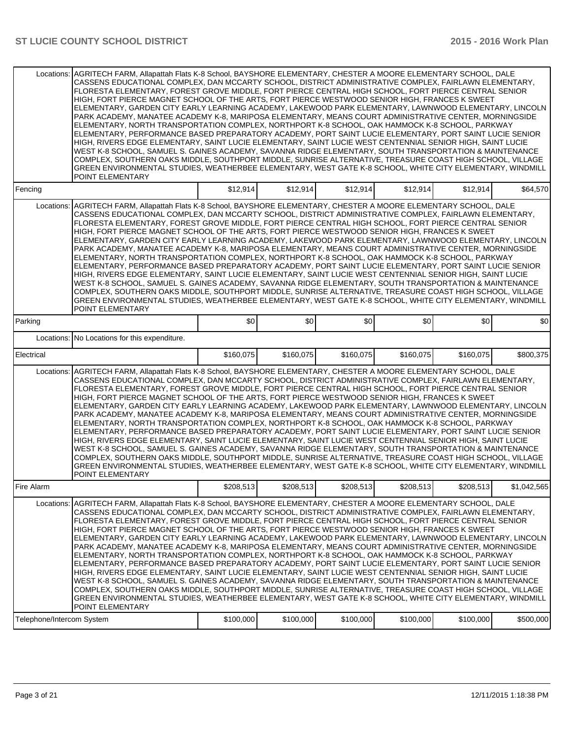| | | | | | | |
|---|---|---|---|---|---|---|
| Locations: | AGRITECH FARM, Allapattah Flats K-8 School, BAYSHORE ELEMENTARY, CHESTER A MOORE ELEMENTARY SCHOOL, DALE CASSENS EDUCATIONAL COMPLEX, DAN MCCARTY SCHOOL, DISTRICT ADMINISTRATIVE COMPLEX, FAIRLAWN ELEMENTARY, FLORESTA ELEMENTARY, FOREST GROVE MIDDLE, FORT PIERCE CENTRAL HIGH SCHOOL, FORT PIERCE CENTRAL SENIOR HIGH, FORT PIERCE MAGNET SCHOOL OF THE ARTS, FORT PIERCE WESTWOOD SENIOR HIGH, FRANCES K SWEET ELEMENTARY, GARDEN CITY EARLY LEARNING ACADEMY, LAKEWOOD PARK ELEMENTARY, LAWNWOOD ELEMENTARY, LINCOLN PARK ACADEMY, MANATEE ACADEMY K-8, MARIPOSA ELEMENTARY, MEANS COURT ADMINISTRATIVE CENTER, MORNINGSIDE ELEMENTARY, NORTH TRANSPORTATION COMPLEX, NORTHPORT K-8 SCHOOL, OAK HAMMOCK K-8 SCHOOL, PARKWAY ELEMENTARY, PERFORMANCE BASED PREPARATORY ACADEMY, PORT SAINT LUCIE ELEMENTARY, PORT SAINT LUCIE SENIOR HIGH, RIVERS EDGE ELEMENTARY, SAINT LUCIE ELEMENTARY, SAINT LUCIE WEST CENTENNIAL SENIOR HIGH, SAINT LUCIE WEST K-8 SCHOOL, SAMUEL S. GAINES ACADEMY, SAVANNA RIDGE ELEMENTARY, SOUTH TRANSPORTATION & MAINTENANCE COMPLEX, SOUTHERN OAKS MIDDLE, SOUTHPORT MIDDLE, SUNRISE ALTERNATIVE, TREASURE COAST HIGH SCHOOL, VILLAGE GREEN ENVIRONMENTAL STUDIES, WEATHERBEE ELEMENTARY, WEST GATE K-8 SCHOOL, WHITE CITY ELEMENTARY, WINDMILL POINT ELEMENTARY | | | | | |
| Fencing | | $12,914 | $12,914 | $12,914 | $12,914 | $12,914 | $64,570 |
| Locations: | AGRITECH FARM, Allapattah Flats K-8 School, BAYSHORE ELEMENTARY, CHESTER A MOORE ELEMENTARY SCHOOL, DALE CASSENS EDUCATIONAL COMPLEX, DAN MCCARTY SCHOOL, DISTRICT ADMINISTRATIVE COMPLEX, FAIRLAWN ELEMENTARY, FLORESTA ELEMENTARY, FOREST GROVE MIDDLE, FORT PIERCE CENTRAL HIGH SCHOOL, FORT PIERCE CENTRAL SENIOR HIGH, FORT PIERCE MAGNET SCHOOL OF THE ARTS, FORT PIERCE WESTWOOD SENIOR HIGH, FRANCES K SWEET ELEMENTARY, GARDEN CITY EARLY LEARNING ACADEMY, LAKEWOOD PARK ELEMENTARY, LAWNWOOD ELEMENTARY, LINCOLN PARK ACADEMY, MANATEE ACADEMY K-8, MARIPOSA ELEMENTARY, MEANS COURT ADMINISTRATIVE CENTER, MORNINGSIDE ELEMENTARY, NORTH TRANSPORTATION COMPLEX, NORTHPORT K-8 SCHOOL, OAK HAMMOCK K-8 SCHOOL, PARKWAY ELEMENTARY, PERFORMANCE BASED PREPARATORY ACADEMY, PORT SAINT LUCIE ELEMENTARY, PORT SAINT LUCIE SENIOR HIGH, RIVERS EDGE ELEMENTARY, SAINT LUCIE ELEMENTARY, SAINT LUCIE WEST CENTENNIAL SENIOR HIGH, SAINT LUCIE WEST K-8 SCHOOL, SAMUEL S. GAINES ACADEMY, SAVANNA RIDGE ELEMENTARY, SOUTH TRANSPORTATION & MAINTENANCE COMPLEX, SOUTHERN OAKS MIDDLE, SOUTHPORT MIDDLE, SUNRISE ALTERNATIVE, TREASURE COAST HIGH SCHOOL, VILLAGE GREEN ENVIRONMENTAL STUDIES, WEATHERBEE ELEMENTARY, WEST GATE K-8 SCHOOL, WHITE CITY ELEMENTARY, WINDMILL POINT ELEMENTARY | | | | | |
| Parking | | $0 | $0 | $0 | $0 | $0 | $0 |
| Locations: | No Locations for this expenditure. | | | | | |
| Electrical | | $160,075 | $160,075 | $160,075 | $160,075 | $160,075 | $800,375 |
| Locations: | AGRITECH FARM, Allapattah Flats K-8 School, BAYSHORE ELEMENTARY, CHESTER A MOORE ELEMENTARY SCHOOL, DALE CASSENS EDUCATIONAL COMPLEX, DAN MCCARTY SCHOOL, DISTRICT ADMINISTRATIVE COMPLEX, FAIRLAWN ELEMENTARY, FLORESTA ELEMENTARY, FOREST GROVE MIDDLE, FORT PIERCE CENTRAL HIGH SCHOOL, FORT PIERCE CENTRAL SENIOR HIGH, FORT PIERCE MAGNET SCHOOL OF THE ARTS, FORT PIERCE WESTWOOD SENIOR HIGH, FRANCES K SWEET ELEMENTARY, GARDEN CITY EARLY LEARNING ACADEMY, LAKEWOOD PARK ELEMENTARY, LAWNWOOD ELEMENTARY, LINCOLN PARK ACADEMY, MANATEE ACADEMY K-8, MARIPOSA ELEMENTARY, MEANS COURT ADMINISTRATIVE CENTER, MORNINGSIDE ELEMENTARY, NORTH TRANSPORTATION COMPLEX, NORTHPORT K-8 SCHOOL, OAK HAMMOCK K-8 SCHOOL, PARKWAY ELEMENTARY, PERFORMANCE BASED PREPARATORY ACADEMY, PORT SAINT LUCIE ELEMENTARY, PORT SAINT LUCIE SENIOR HIGH, RIVERS EDGE ELEMENTARY, SAINT LUCIE ELEMENTARY, SAINT LUCIE WEST CENTENNIAL SENIOR HIGH, SAINT LUCIE WEST K-8 SCHOOL, SAMUEL S. GAINES ACADEMY, SAVANNA RIDGE ELEMENTARY, SOUTH TRANSPORTATION & MAINTENANCE COMPLEX, SOUTHERN OAKS MIDDLE, SOUTHPORT MIDDLE, SUNRISE ALTERNATIVE, TREASURE COAST HIGH SCHOOL, VILLAGE GREEN ENVIRONMENTAL STUDIES, WEATHERBEE ELEMENTARY, WEST GATE K-8 SCHOOL, WHITE CITY ELEMENTARY, WINDMILL POINT ELEMENTARY | | | | | |
| Fire Alarm | | $208,513 | $208,513 | $208,513 | $208,513 | $208,513 | $1,042,565 |
| Locations: | AGRITECH FARM, Allapattah Flats K-8 School, BAYSHORE ELEMENTARY, CHESTER A MOORE ELEMENTARY SCHOOL, DALE CASSENS EDUCATIONAL COMPLEX, DAN MCCARTY SCHOOL, DISTRICT ADMINISTRATIVE COMPLEX, FAIRLAWN ELEMENTARY, FLORESTA ELEMENTARY, FOREST GROVE MIDDLE, FORT PIERCE CENTRAL HIGH SCHOOL, FORT PIERCE CENTRAL SENIOR HIGH, FORT PIERCE MAGNET SCHOOL OF THE ARTS, FORT PIERCE WESTWOOD SENIOR HIGH, FRANCES K SWEET ELEMENTARY, GARDEN CITY EARLY LEARNING ACADEMY, LAKEWOOD PARK ELEMENTARY, LAWNWOOD ELEMENTARY, LINCOLN PARK ACADEMY, MANATEE ACADEMY K-8, MARIPOSA ELEMENTARY, MEANS COURT ADMINISTRATIVE CENTER, MORNINGSIDE ELEMENTARY, NORTH TRANSPORTATION COMPLEX, NORTHPORT K-8 SCHOOL, OAK HAMMOCK K-8 SCHOOL, PARKWAY ELEMENTARY, PERFORMANCE BASED PREPARATORY ACADEMY, PORT SAINT LUCIE ELEMENTARY, PORT SAINT LUCIE SENIOR HIGH, RIVERS EDGE ELEMENTARY, SAINT LUCIE ELEMENTARY, SAINT LUCIE WEST CENTENNIAL SENIOR HIGH, SAINT LUCIE WEST K-8 SCHOOL, SAMUEL S. GAINES ACADEMY, SAVANNA RIDGE ELEMENTARY, SOUTH TRANSPORTATION & MAINTENANCE COMPLEX, SOUTHERN OAKS MIDDLE, SOUTHPORT MIDDLE, SUNRISE ALTERNATIVE, TREASURE COAST HIGH SCHOOL, VILLAGE GREEN ENVIRONMENTAL STUDIES, WEATHERBEE ELEMENTARY, WEST GATE K-8 SCHOOL, WHITE CITY ELEMENTARY, WINDMILL POINT ELEMENTARY | | | | | |
| Telephone/Intercom System | | $100,000 | $100,000 | $100,000 | $100,000 | $100,000 | $500,000 |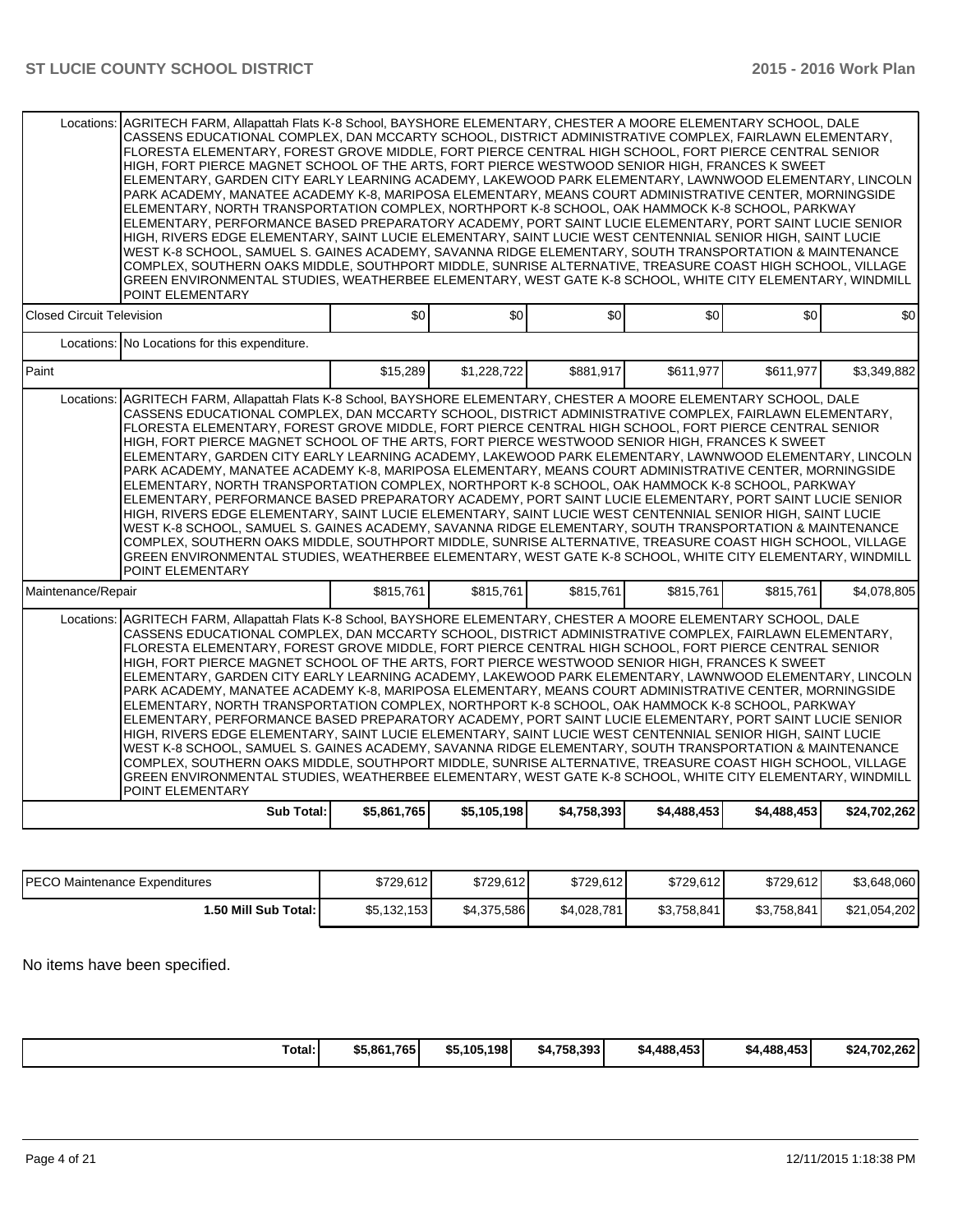| | | | | | | |
|---|---|---|---|---|---|---|
| Locations: | AGRITECH FARM, Allapattah Flats K-8 School, BAYSHORE ELEMENTARY, CHESTER A MOORE ELEMENTARY SCHOOL, DALE CASSENS EDUCATIONAL COMPLEX, DAN MCCARTY SCHOOL, DISTRICT ADMINISTRATIVE COMPLEX, FAIRLAWN ELEMENTARY, FLORESTA ELEMENTARY, FOREST GROVE MIDDLE, FORT PIERCE CENTRAL HIGH SCHOOL, FORT PIERCE CENTRAL SENIOR HIGH, FORT PIERCE MAGNET SCHOOL OF THE ARTS, FORT PIERCE WESTWOOD SENIOR HIGH, FRANCES K SWEET ELEMENTARY, GARDEN CITY EARLY LEARNING ACADEMY, LAKEWOOD PARK ELEMENTARY, LAWNWOOD ELEMENTARY, LINCOLN PARK ACADEMY, MANATEE ACADEMY K-8, MARIPOSA ELEMENTARY, MEANS COURT ADMINISTRATIVE CENTER, MORNINGSIDE ELEMENTARY, NORTH TRANSPORTATION COMPLEX, NORTHPORT K-8 SCHOOL, OAK HAMMOCK K-8 SCHOOL, PARKWAY ELEMENTARY, PERFORMANCE BASED PREPARATORY ACADEMY, PORT SAINT LUCIE ELEMENTARY, PORT SAINT LUCIE SENIOR HIGH, RIVERS EDGE ELEMENTARY, SAINT LUCIE ELEMENTARY, SAINT LUCIE WEST CENTENNIAL SENIOR HIGH, SAINT LUCIE WEST K-8 SCHOOL, SAMUEL S. GAINES ACADEMY, SAVANNA RIDGE ELEMENTARY, SOUTH TRANSPORTATION & MAINTENANCE COMPLEX, SOUTHERN OAKS MIDDLE, SOUTHPORT MIDDLE, SUNRISE ALTERNATIVE, TREASURE COAST HIGH SCHOOL, VILLAGE GREEN ENVIRONMENTAL STUDIES, WEATHERBEE ELEMENTARY, WEST GATE K-8 SCHOOL, WHITE CITY ELEMENTARY, WINDMILL POINT ELEMENTARY | | | | | |
| Closed Circuit Television | | $0 | $0 | $0 | $0 | $0 | $0 |
| Locations: | No Locations for this expenditure. | | | | | |
| Paint | | $15,289 | $1,228,722 | $881,917 | $611,977 | $611,977 | $3,349,882 |
| Locations: | AGRITECH FARM, Allapattah Flats K-8 School, BAYSHORE ELEMENTARY, CHESTER A MOORE ELEMENTARY SCHOOL, DALE CASSENS EDUCATIONAL COMPLEX, DAN MCCARTY SCHOOL, DISTRICT ADMINISTRATIVE COMPLEX, FAIRLAWN ELEMENTARY, FLORESTA ELEMENTARY, FOREST GROVE MIDDLE, FORT PIERCE CENTRAL HIGH SCHOOL, FORT PIERCE CENTRAL SENIOR HIGH, FORT PIERCE MAGNET SCHOOL OF THE ARTS, FORT PIERCE WESTWOOD SENIOR HIGH, FRANCES K SWEET ELEMENTARY, GARDEN CITY EARLY LEARNING ACADEMY, LAKEWOOD PARK ELEMENTARY, LAWNWOOD ELEMENTARY, LINCOLN PARK ACADEMY, MANATEE ACADEMY K-8, MARIPOSA ELEMENTARY, MEANS COURT ADMINISTRATIVE CENTER, MORNINGSIDE ELEMENTARY, NORTH TRANSPORTATION COMPLEX, NORTHPORT K-8 SCHOOL, OAK HAMMOCK K-8 SCHOOL, PARKWAY ELEMENTARY, PERFORMANCE BASED PREPARATORY ACADEMY, PORT SAINT LUCIE ELEMENTARY, PORT SAINT LUCIE SENIOR HIGH, RIVERS EDGE ELEMENTARY, SAINT LUCIE ELEMENTARY, SAINT LUCIE WEST CENTENNIAL SENIOR HIGH, SAINT LUCIE WEST K-8 SCHOOL, SAMUEL S. GAINES ACADEMY, SAVANNA RIDGE ELEMENTARY, SOUTH TRANSPORTATION & MAINTENANCE COMPLEX, SOUTHERN OAKS MIDDLE, SOUTHPORT MIDDLE, SUNRISE ALTERNATIVE, TREASURE COAST HIGH SCHOOL, VILLAGE GREEN ENVIRONMENTAL STUDIES, WEATHERBEE ELEMENTARY, WEST GATE K-8 SCHOOL, WHITE CITY ELEMENTARY, WINDMILL POINT ELEMENTARY | | | | | |
| Maintenance/Repair | | $815,761 | $815,761 | $815,761 | $815,761 | $815,761 | $4,078,805 |
| Locations: | AGRITECH FARM, Allapattah Flats K-8 School, BAYSHORE ELEMENTARY, CHESTER A MOORE ELEMENTARY SCHOOL, DALE CASSENS EDUCATIONAL COMPLEX, DAN MCCARTY SCHOOL, DISTRICT ADMINISTRATIVE COMPLEX, FAIRLAWN ELEMENTARY, FLORESTA ELEMENTARY, FOREST GROVE MIDDLE, FORT PIERCE CENTRAL HIGH SCHOOL, FORT PIERCE CENTRAL SENIOR HIGH, FORT PIERCE MAGNET SCHOOL OF THE ARTS, FORT PIERCE WESTWOOD SENIOR HIGH, FRANCES K SWEET ELEMENTARY, GARDEN CITY EARLY LEARNING ACADEMY, LAKEWOOD PARK ELEMENTARY, LAWNWOOD ELEMENTARY, LINCOLN PARK ACADEMY, MANATEE ACADEMY K-8, MARIPOSA ELEMENTARY, MEANS COURT ADMINISTRATIVE CENTER, MORNINGSIDE ELEMENTARY, NORTH TRANSPORTATION COMPLEX, NORTHPORT K-8 SCHOOL, OAK HAMMOCK K-8 SCHOOL, PARKWAY ELEMENTARY, PERFORMANCE BASED PREPARATORY ACADEMY, PORT SAINT LUCIE ELEMENTARY, PORT SAINT LUCIE SENIOR HIGH, RIVERS EDGE ELEMENTARY, SAINT LUCIE ELEMENTARY, SAINT LUCIE WEST CENTENNIAL SENIOR HIGH, SAINT LUCIE WEST K-8 SCHOOL, SAMUEL S. GAINES ACADEMY, SAVANNA RIDGE ELEMENTARY, SOUTH TRANSPORTATION & MAINTENANCE COMPLEX, SOUTHERN OAKS MIDDLE, SOUTHPORT MIDDLE, SUNRISE ALTERNATIVE, TREASURE COAST HIGH SCHOOL, VILLAGE GREEN ENVIRONMENTAL STUDIES, WEATHERBEE ELEMENTARY, WEST GATE K-8 SCHOOL, WHITE CITY ELEMENTARY, WINDMILL POINT ELEMENTARY | | | | | |
| | **Sub Total:** | **$5,861,765** | **$5,105,198** | **$4,758,393** | **$4,488,453** | **$4,488,453** | **$24,702,262** |

| | | | | | | |
|---|---|---|---|---|---|---|
| PECO Maintenance Expenditures | $729,612 | $729,612 | $729,612 | $729,612 | $729,612 | $3,648,060 |
| **1.50 Mill Sub Total:** | $5,132,153 | $4,375,586 | $4,028,781 | $3,758,841 | $3,758,841 | $21,054,202 |

No items have been specified.

| | | | | | | |
|---|---|---|---|---|---|---|
| **Total:** | **$5,861,765** | **$5,105,198** | **$4,758,393** | **$4,488,453** | **$4,488,453** | **$24,702,262** |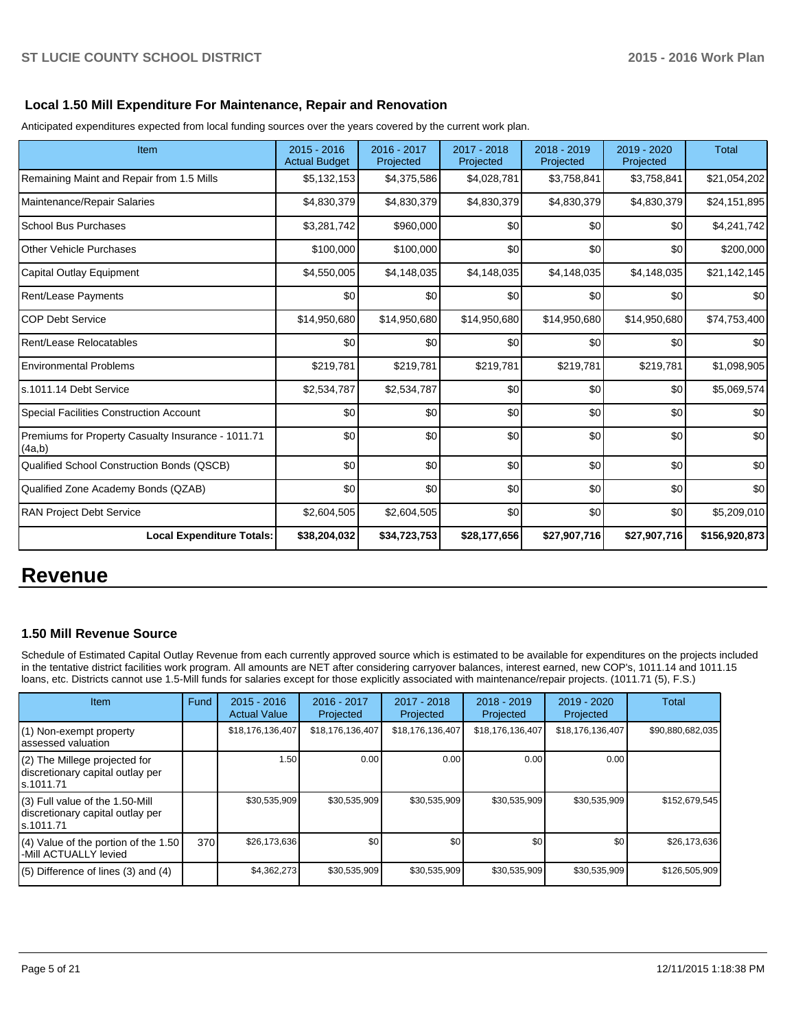### Local 1.50 Mill Expenditure For Maintenance, Repair and Renovation

Anticipated expenditures expected from local funding sources over the years covered by the current work plan.

| Item | 2015 - 2016 Actual Budget | 2016 - 2017 Projected | 2017 - 2018 Projected | 2018 - 2019 Projected | 2019 - 2020 Projected | Total |
|---|---|---|---|---|---|---|
| Remaining Maint and Repair from 1.5 Mills | $5,132,153 | $4,375,586 | $4,028,781 | $3,758,841 | $3,758,841 | $21,054,202 |
| Maintenance/Repair Salaries | $4,830,379 | $4,830,379 | $4,830,379 | $4,830,379 | $4,830,379 | $24,151,895 |
| School Bus Purchases | $3,281,742 | $960,000 | $0 | $0 | $0 | $4,241,742 |
| Other Vehicle Purchases | $100,000 | $100,000 | $0 | $0 | $0 | $200,000 |
| Capital Outlay Equipment | $4,550,005 | $4,148,035 | $4,148,035 | $4,148,035 | $4,148,035 | $21,142,145 |
| Rent/Lease Payments | $0 | $0 | $0 | $0 | $0 | $0 |
| COP Debt Service | $14,950,680 | $14,950,680 | $14,950,680 | $14,950,680 | $14,950,680 | $74,753,400 |
| Rent/Lease Relocatables | $0 | $0 | $0 | $0 | $0 | $0 |
| Environmental Problems | $219,781 | $219,781 | $219,781 | $219,781 | $219,781 | $1,098,905 |
| s.1011.14 Debt Service | $2,534,787 | $2,534,787 | $0 | $0 | $0 | $5,069,574 |
| Special Facilities Construction Account | $0 | $0 | $0 | $0 | $0 | $0 |
| Premiums for Property Casualty Insurance - 1011.71 (4a,b) | $0 | $0 | $0 | $0 | $0 | $0 |
| Qualified School Construction Bonds (QSCB) | $0 | $0 | $0 | $0 | $0 | $0 |
| Qualified Zone Academy Bonds (QZAB) | $0 | $0 | $0 | $0 | $0 | $0 |
| RAN Project Debt Service | $2,604,505 | $2,604,505 | $0 | $0 | $0 | $5,209,010 |
| **Local Expenditure Totals:** | **$38,204,032** | **$34,723,753** | **$28,177,656** | **$27,907,716** | **$27,907,716** | **$156,920,873** |

# Revenue

### 1.50 Mill Revenue Source

Schedule of Estimated Capital Outlay Revenue from each currently approved source which is estimated to be available for expenditures on the projects included in the tentative district facilities work program. All amounts are NET after considering carryover balances, interest earned, new COP's, 1011.14 and 1011.15 loans, etc. Districts cannot use 1.5-Mill funds for salaries except for those explicitly associated with maintenance/repair projects. (1011.71 (5), F.S.)

| Item | Fund | 2015 - 2016 Actual Value | 2016 - 2017 Projected | 2017 - 2018 Projected | 2018 - 2019 Projected | 2019 - 2020 Projected | Total |
|---|---|---|---|---|---|---|---|
| (1) Non-exempt property assessed valuation | | $18,176,136,407 | $18,176,136,407 | $18,176,136,407 | $18,176,136,407 | $18,176,136,407 | $90,880,682,035 |
| (2) The Millege projected for discretionary capital outlay per s.1011.71 | | 1.50 | 0.00 | 0.00 | 0.00 | 0.00 | |
| (3) Full value of the 1.50-Mill discretionary capital outlay per s.1011.71 | | $30,535,909 | $30,535,909 | $30,535,909 | $30,535,909 | $30,535,909 | $152,679,545 |
| (4) Value of the portion of the 1.50 -Mill ACTUALLY levied | 370 | $26,173,636 | $0 | $0 | $0 | $0 | $26,173,636 |
| (5) Difference of lines (3) and (4) | | $4,362,273 | $30,535,909 | $30,535,909 | $30,535,909 | $30,535,909 | $126,505,909 |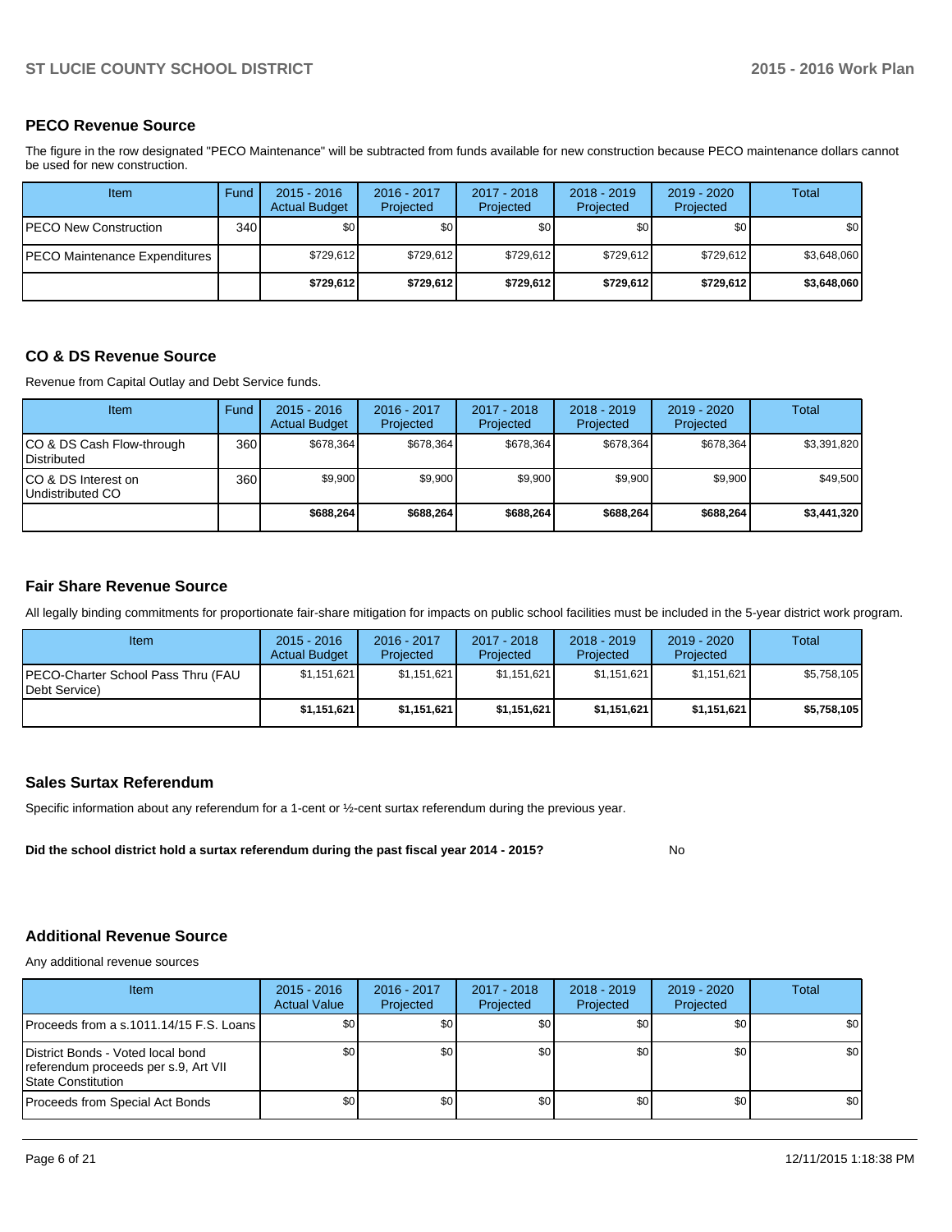## PECO Revenue Source

The figure in the row designated "PECO Maintenance" will be subtracted from funds available for new construction because PECO maintenance dollars cannot be used for new construction.

| Item | Fund | 2015 - 2016 Actual Budget | 2016 - 2017 Projected | 2017 - 2018 Projected | 2018 - 2019 Projected | 2019 - 2020 Projected | Total |
|---|---|---|---|---|---|---|---|
| PECO New Construction | 340 | $0 | $0 | $0 | $0 | $0 | $0 |
| PECO Maintenance Expenditures | | $729,612 | $729,612 | $729,612 | $729,612 | $729,612 | $3,648,060 |
| | | **$729,612** | **$729,612** | **$729,612** | **$729,612** | **$729,612** | **$3,648,060** |

## CO & DS Revenue Source

Revenue from Capital Outlay and Debt Service funds.

| Item | Fund | 2015 - 2016 Actual Budget | 2016 - 2017 Projected | 2017 - 2018 Projected | 2018 - 2019 Projected | 2019 - 2020 Projected | Total |
|---|---|---|---|---|---|---|---|
| CO & DS Cash Flow-through Distributed | 360 | $678,364 | $678,364 | $678,364 | $678,364 | $678,364 | $3,391,820 |
| CO & DS Interest on Undistributed CO | 360 | $9,900 | $9,900 | $9,900 | $9,900 | $9,900 | $49,500 |
| | | **$688,264** | **$688,264** | **$688,264** | **$688,264** | **$688,264** | **$3,441,320** |

## Fair Share Revenue Source

All legally binding commitments for proportionate fair-share mitigation for impacts on public school facilities must be included in the 5-year district work program.

| Item | 2015 - 2016 Actual Budget | 2016 - 2017 Projected | 2017 - 2018 Projected | 2018 - 2019 Projected | 2019 - 2020 Projected | Total |
|---|---|---|---|---|---|---|
| PECO-Charter School Pass Thru (FAU Debt Service) | $1,151,621 | $1,151,621 | $1,151,621 | $1,151,621 | $1,151,621 | $5,758,105 |
| | **$1,151,621** | **$1,151,621** | **$1,151,621** | **$1,151,621** | **$1,151,621** | **$5,758,105** |

## Sales Surtax Referendum

Specific information about any referendum for a 1-cent or ½-cent surtax referendum during the previous year.

**Did the school district hold a surtax referendum during the past fiscal year 2014 - 2015?** No

## Additional Revenue Source

Any additional revenue sources

| Item | 2015 - 2016 Actual Value | 2016 - 2017 Projected | 2017 - 2018 Projected | 2018 - 2019 Projected | 2019 - 2020 Projected | Total |
|---|---|---|---|---|---|---|
| Proceeds from a s.1011.14/15 F.S. Loans | $0 | $0 | $0 | $0 | $0 | $0 |
| District Bonds - Voted local bond referendum proceeds per s.9, Art VII State Constitution | $0 | $0 | $0 | $0 | $0 | $0 |
| Proceeds from Special Act Bonds | $0 | $0 | $0 | $0 | $0 | $0 |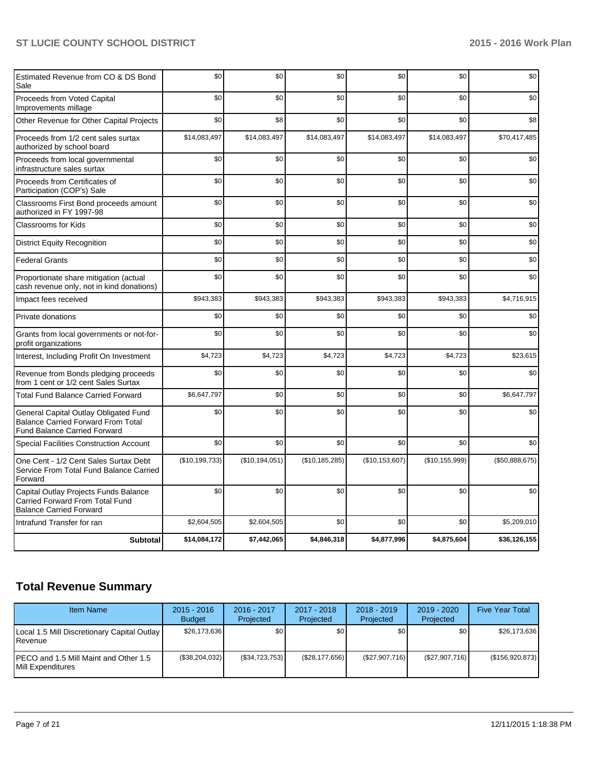| | | | | | | |
|---|---|---|---|---|---|---|
| Estimated Revenue from CO & DS Bond Sale | $0 | $0 | $0 | $0 | $0 | $0 |
| Proceeds from Voted Capital Improvements millage | $0 | $0 | $0 | $0 | $0 | $0 |
| Other Revenue for Other Capital Projects | $0 | $8 | $0 | $0 | $0 | $8 |
| Proceeds from 1/2 cent sales surtax authorized by school board | $14,083,497 | $14,083,497 | $14,083,497 | $14,083,497 | $14,083,497 | $70,417,485 |
| Proceeds from local governmental infrastructure sales surtax | $0 | $0 | $0 | $0 | $0 | $0 |
| Proceeds from Certificates of Participation (COP's) Sale | $0 | $0 | $0 | $0 | $0 | $0 |
| Classrooms First Bond proceeds amount authorized in FY 1997-98 | $0 | $0 | $0 | $0 | $0 | $0 |
| Classrooms for Kids | $0 | $0 | $0 | $0 | $0 | $0 |
| District Equity Recognition | $0 | $0 | $0 | $0 | $0 | $0 |
| Federal Grants | $0 | $0 | $0 | $0 | $0 | $0 |
| Proportionate share mitigation (actual cash revenue only, not in kind donations) | $0 | $0 | $0 | $0 | $0 | $0 |
| Impact fees received | $943,383 | $943,383 | $943,383 | $943,383 | $943,383 | $4,716,915 |
| Private donations | $0 | $0 | $0 | $0 | $0 | $0 |
| Grants from local governments or not-for-profit organizations | $0 | $0 | $0 | $0 | $0 | $0 |
| Interest, Including Profit On Investment | $4,723 | $4,723 | $4,723 | $4,723 | $4,723 | $23,615 |
| Revenue from Bonds pledging proceeds from 1 cent or 1/2 cent Sales Surtax | $0 | $0 | $0 | $0 | $0 | $0 |
| Total Fund Balance Carried Forward | $6,647,797 | $0 | $0 | $0 | $0 | $6,647,797 |
| General Capital Outlay Obligated Fund Balance Carried Forward From Total Fund Balance Carried Forward | $0 | $0 | $0 | $0 | $0 | $0 |
| Special Facilities Construction Account | $0 | $0 | $0 | $0 | $0 | $0 |
| One Cent - 1/2 Cent Sales Surtax Debt Service From Total Fund Balance Carried Forward | ($10,199,733) | ($10,194,051) | ($10,185,285) | ($10,153,607) | ($10,155,999) | ($50,888,675) |
| Capital Outlay Projects Funds Balance Carried Forward From Total Fund Balance Carried Forward | $0 | $0 | $0 | $0 | $0 | $0 |
| Intrafund Transfer for ran | $2,604,505 | $2,604,505 | $0 | $0 | $0 | $5,209,010 |
| **Subtotal** | **$14,084,172** | **$7,442,065** | **$4,846,318** | **$4,877,996** | **$4,875,604** | **$36,126,155** |

## Total Revenue Summary

| Item Name | 2015 - 2016 Budget | 2016 - 2017 Projected | 2017 - 2018 Projected | 2018 - 2019 Projected | 2019 - 2020 Projected | Five Year Total |
|---|---|---|---|---|---|---|
| Local 1.5 Mill Discretionary Capital Outlay Revenue | $26,173,636 | $0 | $0 | $0 | $0 | $26,173,636 |
| PECO and 1.5 Mill Maint and Other 1.5 Mill Expenditures | ($38,204,032) | ($34,723,753) | ($28,177,656) | ($27,907,716) | ($27,907,716) | ($156,920,873) |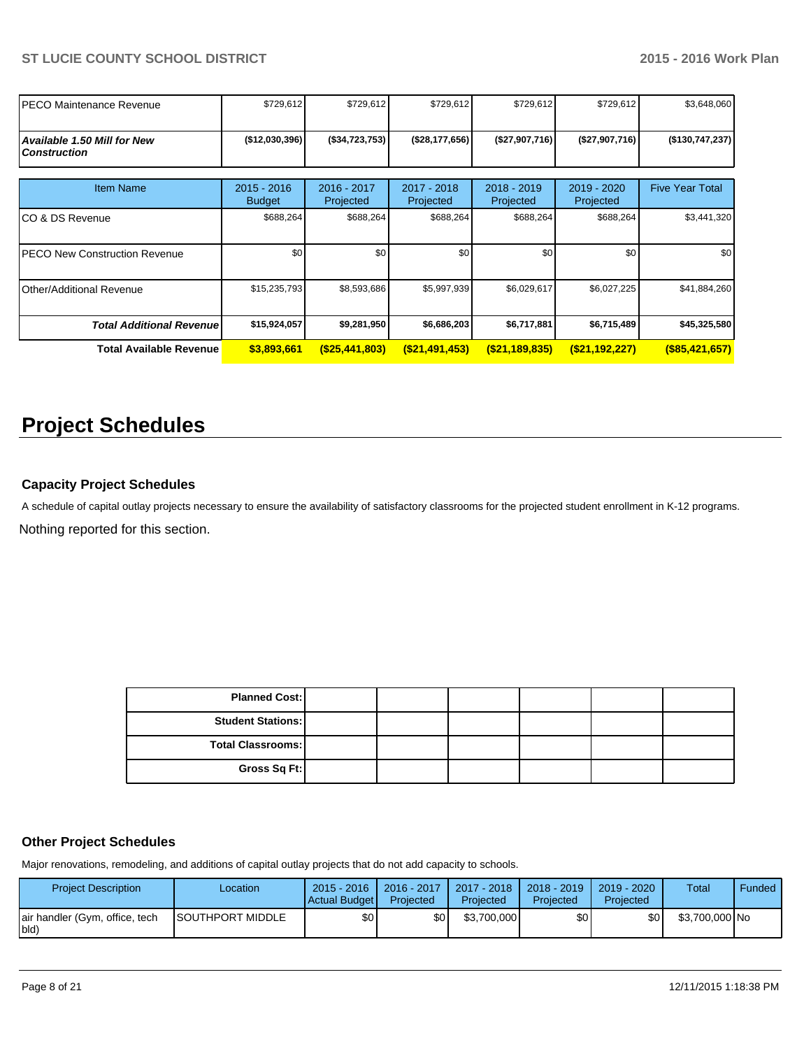| | | | | | | |
|---|---|---|---|---|---|---|
| PECO Maintenance Revenue | $729,612 | $729,612 | $729,612 | $729,612 | $729,612 | $3,648,060 |
| ***Available 1.50 Mill for New Construction*** | **($12,030,396)** | **($34,723,753)** | **($28,177,656)** | **($27,907,716)** | **($27,907,716)** | **($130,747,237)** |

| Item Name | 2015 - 2016 Budget | 2016 - 2017 Projected | 2017 - 2018 Projected | 2018 - 2019 Projected | 2019 - 2020 Projected | Five Year Total |
|---|---|---|---|---|---|---|
| CO & DS Revenue | $688,264 | $688,264 | $688,264 | $688,264 | $688,264 | $3,441,320 |
| PECO New Construction Revenue | $0 | $0 | $0 | $0 | $0 | $0 |
| Other/Additional Revenue | $15,235,793 | $8,593,686 | $5,997,939 | $6,029,617 | $6,027,225 | $41,884,260 |
| ***Total Additional Revenue*** | **$15,924,057** | **$9,281,950** | **$6,686,203** | **$6,717,881** | **$6,715,489** | **$45,325,580** |
| **Total Available Revenue** | **$3,893,661** | **($25,441,803)** | **($21,491,453)** | **($21,189,835)** | **($21,192,227)** | **($85,421,657)** |

# Project Schedules

### Capacity Project Schedules

A schedule of capital outlay projects necessary to ensure the availability of satisfactory classrooms for the projected student enrollment in K-12 programs.

Nothing reported for this section.

| | | | | | | |
|---|---|---|---|---|---|---|
| **Planned Cost:** | | | | | | |
| **Student Stations:** | | | | | | |
| **Total Classrooms:** | | | | | | |
| **Gross Sq Ft:** | | | | | | |

### Other Project Schedules

Major renovations, remodeling, and additions of capital outlay projects that do not add capacity to schools.

| Project Description | Location | 2015 - 2016 Actual Budget | 2016 - 2017 Projected | 2017 - 2018 Projected | 2018 - 2019 Projected | 2019 - 2020 Projected | Total | Funded |
|---|---|---|---|---|---|---|---|---|
| air handler (Gym, office, tech bld) | SOUTHPORT MIDDLE | $0 | $0 | $3,700,000 | $0 | $0 | $3,700,000 | No |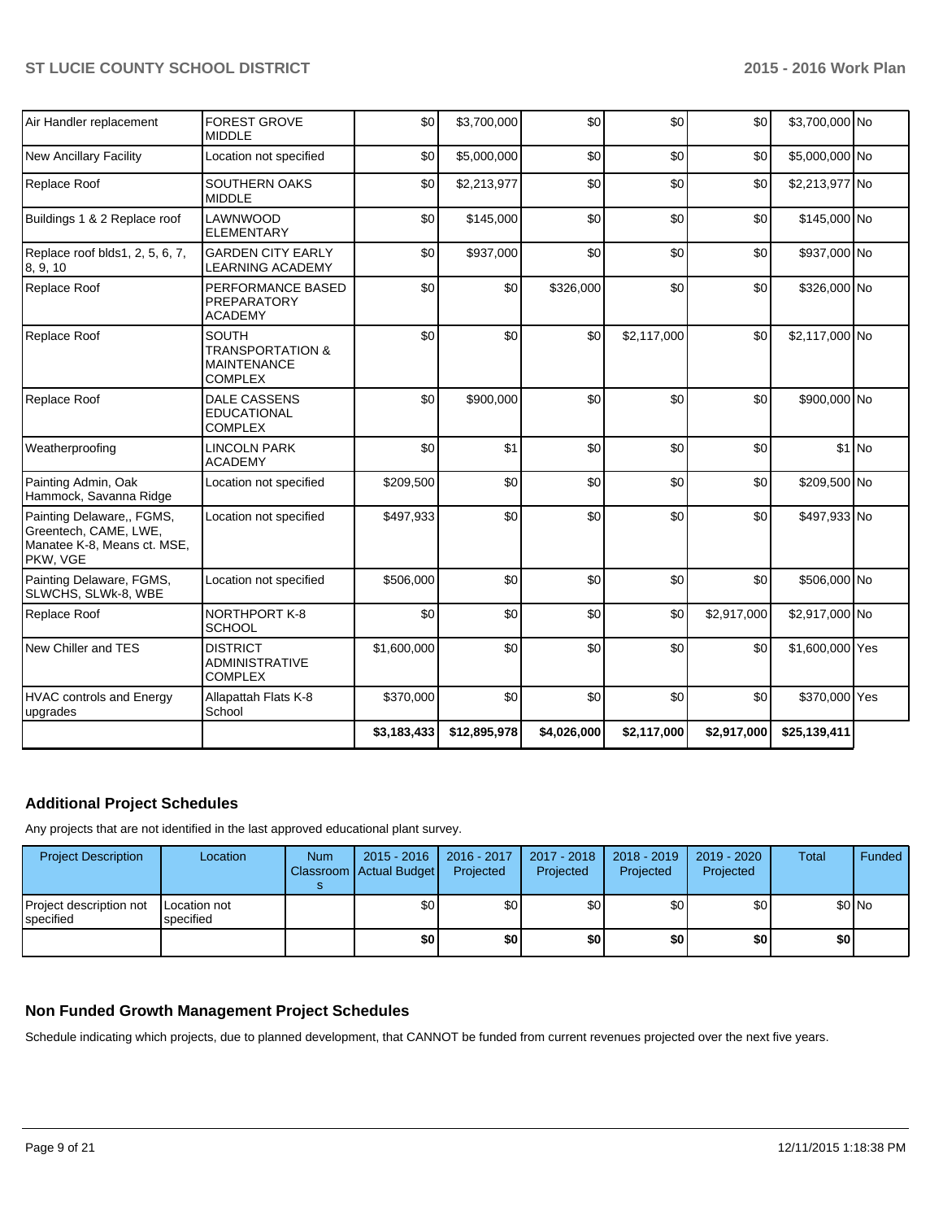| | | | | | | | | |
|---|---|---|---|---|---|---|---|---|
| Air Handler replacement | FOREST GROVE MIDDLE | $0 | $3,700,000 | $0 | $0 | $0 | $3,700,000 | No |
| New Ancillary Facility | Location not specified | $0 | $5,000,000 | $0 | $0 | $0 | $5,000,000 | No |
| Replace Roof | SOUTHERN OAKS MIDDLE | $0 | $2,213,977 | $0 | $0 | $0 | $2,213,977 | No |
| Buildings 1 & 2 Replace roof | LAWNWOOD ELEMENTARY | $0 | $145,000 | $0 | $0 | $0 | $145,000 | No |
| Replace roof blds1, 2, 5, 6, 7, 8, 9, 10 | GARDEN CITY EARLY LEARNING ACADEMY | $0 | $937,000 | $0 | $0 | $0 | $937,000 | No |
| Replace Roof | PERFORMANCE BASED PREPARATORY ACADEMY | $0 | $0 | $326,000 | $0 | $0 | $326,000 | No |
| Replace Roof | SOUTH TRANSPORTATION & MAINTENANCE COMPLEX | $0 | $0 | $0 | $2,117,000 | $0 | $2,117,000 | No |
| Replace Roof | DALE CASSENS EDUCATIONAL COMPLEX | $0 | $900,000 | $0 | $0 | $0 | $900,000 | No |
| Weatherproofing | LINCOLN PARK ACADEMY | $0 | $1 | $0 | $0 | $0 | $1 | No |
| Painting Admin, Oak Hammock, Savanna Ridge | Location not specified | $209,500 | $0 | $0 | $0 | $0 | $209,500 | No |
| Painting Delaware,, FGMS, Greentech, CAME, LWE, Manatee K-8, Means ct. MSE, PKW, VGE | Location not specified | $497,933 | $0 | $0 | $0 | $0 | $497,933 | No |
| Painting Delaware, FGMS, SLWCHS, SLWk-8, WBE | Location not specified | $506,000 | $0 | $0 | $0 | $0 | $506,000 | No |
| Replace Roof | NORTHPORT K-8 SCHOOL | $0 | $0 | $0 | $0 | $2,917,000 | $2,917,000 | No |
| New Chiller and TES | DISTRICT ADMINISTRATIVE COMPLEX | $1,600,000 | $0 | $0 | $0 | $0 | $1,600,000 | Yes |
| HVAC controls and Energy upgrades | Allapattah Flats K-8 School | $370,000 | $0 | $0 | $0 | $0 | $370,000 | Yes |
| | | **$3,183,433** | **$12,895,978** | **$4,026,000** | **$2,117,000** | **$2,917,000** | **$25,139,411** | |

## Additional Project Schedules

Any projects that are not identified in the last approved educational plant survey.

| Project Description | Location | Num Classrooms | 2015 - 2016 Actual Budget | 2016 - 2017 Projected | 2017 - 2018 Projected | 2018 - 2019 Projected | 2019 - 2020 Projected | Total | Funded |
|---|---|---|---|---|---|---|---|---|---|
| Project description not specified | Location not specified | | $0 | $0 | $0 | $0 | $0 | $0 | No |
| | | | **$0** | **$0** | **$0** | **$0** | **$0** | **$0** | |

## Non Funded Growth Management Project Schedules

Schedule indicating which projects, due to planned development, that CANNOT be funded from current revenues projected over the next five years.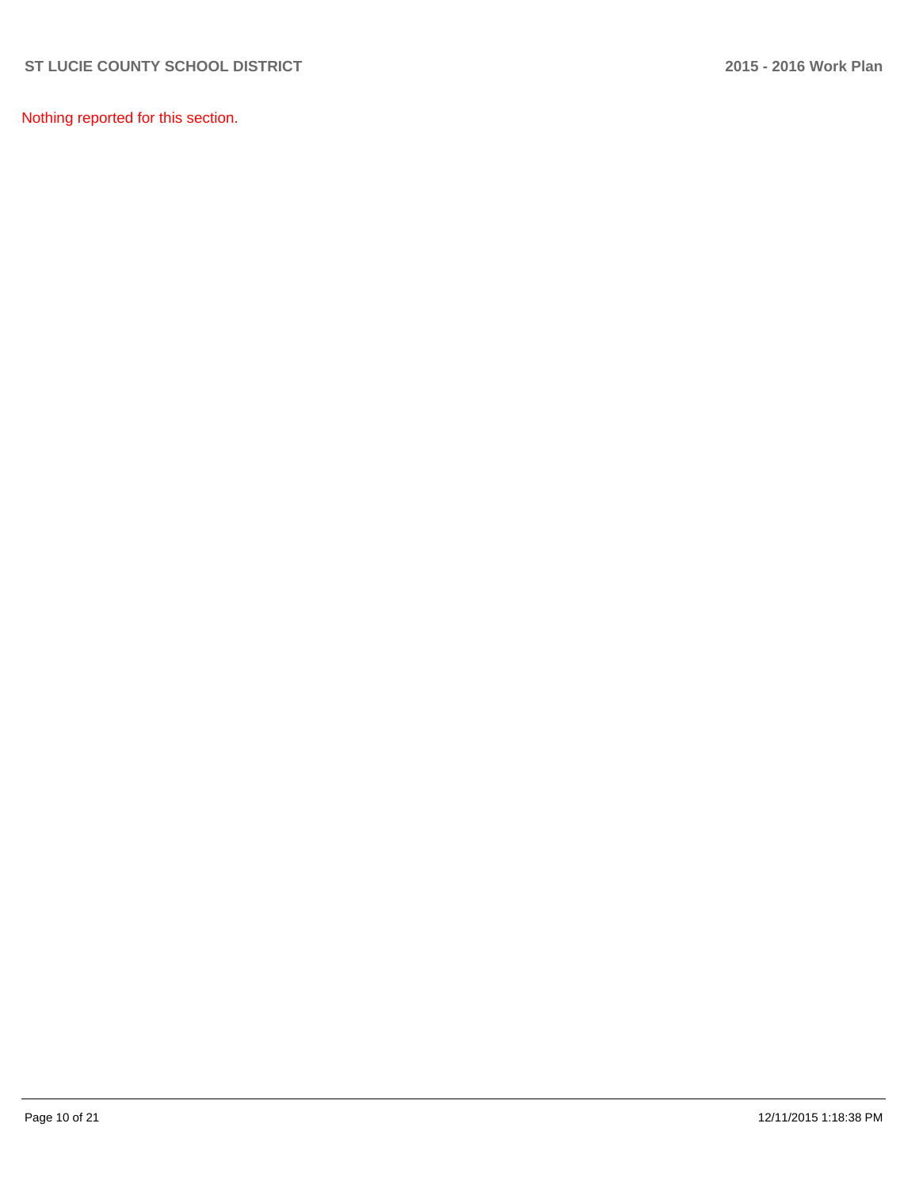Nothing reported for this section.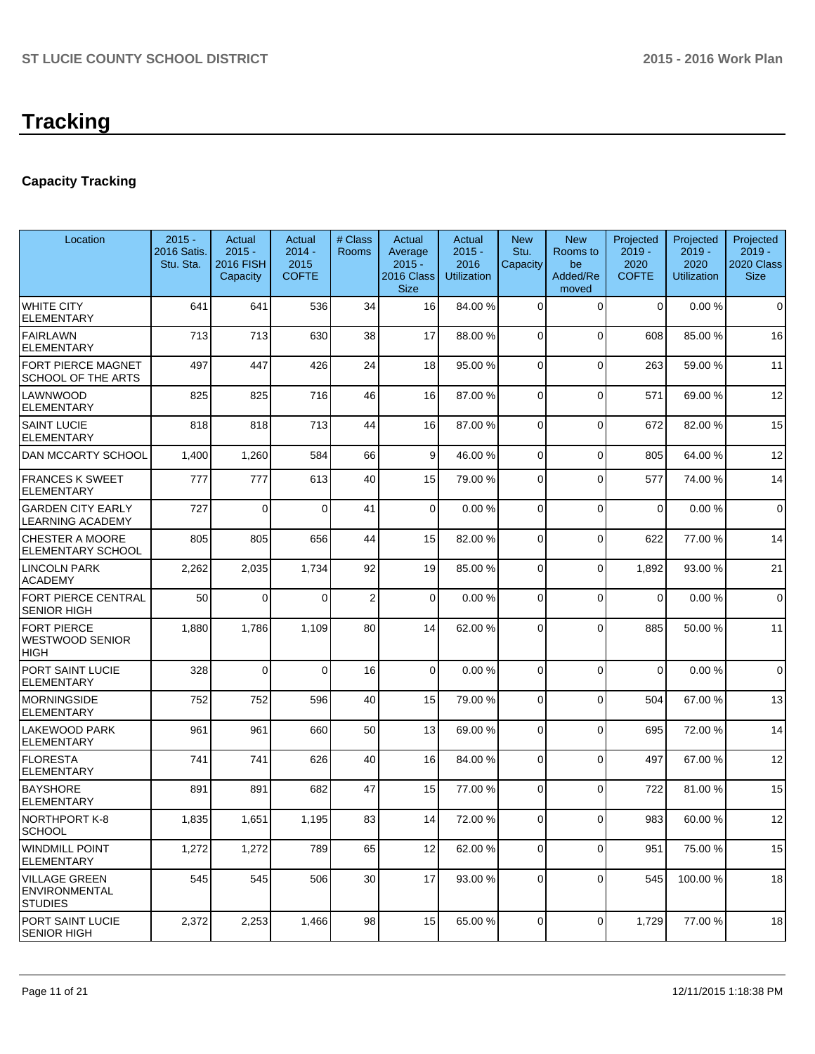# Tracking

## Capacity Tracking

| Location | 2015 - 2016 Satis. Stu. Sta. | Actual 2015 - 2016 FISH Capacity | Actual 2014 - 2015 COFTE | # Class Rooms | Actual Average 2015 - 2016 Class Size | Actual 2015 - 2016 Utilization | New Stu. Capacity | New Rooms to be Added/Removed | Projected 2019 - 2020 COFTE | Projected 2019 - 2020 Utilization | Projected 2019 - 2020 Class Size |
|---|---|---|---|---|---|---|---|---|---|---|---|
| WHITE CITY ELEMENTARY | 641 | 641 | 536 | 34 | 16 | 84.00 % | 0 | 0 | 0 | 0.00 % | 0 |
| FAIRLAWN ELEMENTARY | 713 | 713 | 630 | 38 | 17 | 88.00 % | 0 | 0 | 608 | 85.00 % | 16 |
| FORT PIERCE MAGNET SCHOOL OF THE ARTS | 497 | 447 | 426 | 24 | 18 | 95.00 % | 0 | 0 | 263 | 59.00 % | 11 |
| LAWNWOOD ELEMENTARY | 825 | 825 | 716 | 46 | 16 | 87.00 % | 0 | 0 | 571 | 69.00 % | 12 |
| SAINT LUCIE ELEMENTARY | 818 | 818 | 713 | 44 | 16 | 87.00 % | 0 | 0 | 672 | 82.00 % | 15 |
| DAN MCCARTY SCHOOL | 1,400 | 1,260 | 584 | 66 | 9 | 46.00 % | 0 | 0 | 805 | 64.00 % | 12 |
| FRANCES K SWEET ELEMENTARY | 777 | 777 | 613 | 40 | 15 | 79.00 % | 0 | 0 | 577 | 74.00 % | 14 |
| GARDEN CITY EARLY LEARNING ACADEMY | 727 | 0 | 0 | 41 | 0 | 0.00 % | 0 | 0 | 0 | 0.00 % | 0 |
| CHESTER A MOORE ELEMENTARY SCHOOL | 805 | 805 | 656 | 44 | 15 | 82.00 % | 0 | 0 | 622 | 77.00 % | 14 |
| LINCOLN PARK ACADEMY | 2,262 | 2,035 | 1,734 | 92 | 19 | 85.00 % | 0 | 0 | 1,892 | 93.00 % | 21 |
| FORT PIERCE CENTRAL SENIOR HIGH | 50 | 0 | 0 | 2 | 0 | 0.00 % | 0 | 0 | 0 | 0.00 % | 0 |
| FORT PIERCE WESTWOOD SENIOR HIGH | 1,880 | 1,786 | 1,109 | 80 | 14 | 62.00 % | 0 | 0 | 885 | 50.00 % | 11 |
| PORT SAINT LUCIE ELEMENTARY | 328 | 0 | 0 | 16 | 0 | 0.00 % | 0 | 0 | 0 | 0.00 % | 0 |
| MORNINGSIDE ELEMENTARY | 752 | 752 | 596 | 40 | 15 | 79.00 % | 0 | 0 | 504 | 67.00 % | 13 |
| LAKEWOOD PARK ELEMENTARY | 961 | 961 | 660 | 50 | 13 | 69.00 % | 0 | 0 | 695 | 72.00 % | 14 |
| FLORESTA ELEMENTARY | 741 | 741 | 626 | 40 | 16 | 84.00 % | 0 | 0 | 497 | 67.00 % | 12 |
| BAYSHORE ELEMENTARY | 891 | 891 | 682 | 47 | 15 | 77.00 % | 0 | 0 | 722 | 81.00 % | 15 |
| NORTHPORT K-8 SCHOOL | 1,835 | 1,651 | 1,195 | 83 | 14 | 72.00 % | 0 | 0 | 983 | 60.00 % | 12 |
| WINDMILL POINT ELEMENTARY | 1,272 | 1,272 | 789 | 65 | 12 | 62.00 % | 0 | 0 | 951 | 75.00 % | 15 |
| VILLAGE GREEN ENVIRONMENTAL STUDIES | 545 | 545 | 506 | 30 | 17 | 93.00 % | 0 | 0 | 545 | 100.00 % | 18 |
| PORT SAINT LUCIE SENIOR HIGH | 2,372 | 2,253 | 1,466 | 98 | 15 | 65.00 % | 0 | 0 | 1,729 | 77.00 % | 18 |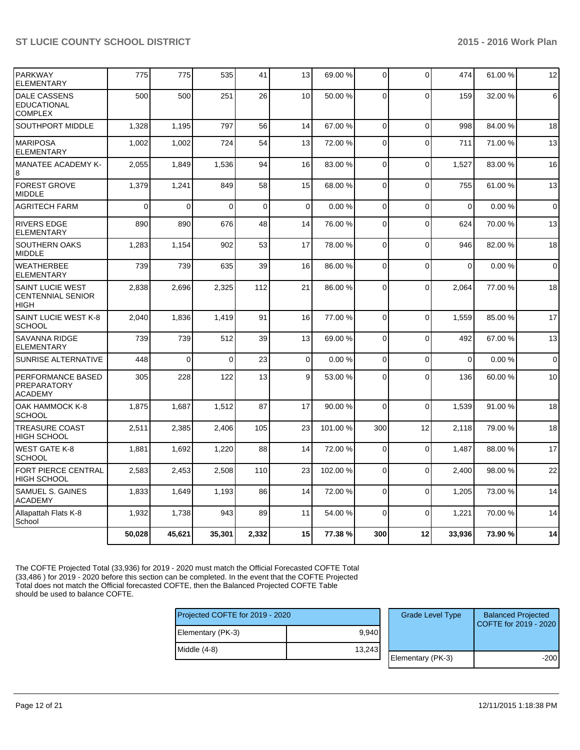| | | | | | | | | | | | |
|---|---|---|---|---|---|---|---|---|---|---|---|
| PARKWAY ELEMENTARY | 775 | 775 | 535 | 41 | 13 | 69.00 % | 0 | 0 | 474 | 61.00 % | 12 |
| DALE CASSENS EDUCATIONAL COMPLEX | 500 | 500 | 251 | 26 | 10 | 50.00 % | 0 | 0 | 159 | 32.00 % | 6 |
| SOUTHPORT MIDDLE | 1,328 | 1,195 | 797 | 56 | 14 | 67.00 % | 0 | 0 | 998 | 84.00 % | 18 |
| MARIPOSA ELEMENTARY | 1,002 | 1,002 | 724 | 54 | 13 | 72.00 % | 0 | 0 | 711 | 71.00 % | 13 |
| MANATEE ACADEMY K-8 | 2,055 | 1,849 | 1,536 | 94 | 16 | 83.00 % | 0 | 0 | 1,527 | 83.00 % | 16 |
| FOREST GROVE MIDDLE | 1,379 | 1,241 | 849 | 58 | 15 | 68.00 % | 0 | 0 | 755 | 61.00 % | 13 |
| AGRITECH FARM | 0 | 0 | 0 | 0 | 0 | 0.00 % | 0 | 0 | 0 | 0.00 % | 0 |
| RIVERS EDGE ELEMENTARY | 890 | 890 | 676 | 48 | 14 | 76.00 % | 0 | 0 | 624 | 70.00 % | 13 |
| SOUTHERN OAKS MIDDLE | 1,283 | 1,154 | 902 | 53 | 17 | 78.00 % | 0 | 0 | 946 | 82.00 % | 18 |
| WEATHERBEE ELEMENTARY | 739 | 739 | 635 | 39 | 16 | 86.00 % | 0 | 0 | 0 | 0.00 % | 0 |
| SAINT LUCIE WEST CENTENNIAL SENIOR HIGH | 2,838 | 2,696 | 2,325 | 112 | 21 | 86.00 % | 0 | 0 | 2,064 | 77.00 % | 18 |
| SAINT LUCIE WEST K-8 SCHOOL | 2,040 | 1,836 | 1,419 | 91 | 16 | 77.00 % | 0 | 0 | 1,559 | 85.00 % | 17 |
| SAVANNA RIDGE ELEMENTARY | 739 | 739 | 512 | 39 | 13 | 69.00 % | 0 | 0 | 492 | 67.00 % | 13 |
| SUNRISE ALTERNATIVE | 448 | 0 | 0 | 23 | 0 | 0.00 % | 0 | 0 | 0 | 0.00 % | 0 |
| PERFORMANCE BASED PREPARATORY ACADEMY | 305 | 228 | 122 | 13 | 9 | 53.00 % | 0 | 0 | 136 | 60.00 % | 10 |
| OAK HAMMOCK K-8 SCHOOL | 1,875 | 1,687 | 1,512 | 87 | 17 | 90.00 % | 0 | 0 | 1,539 | 91.00 % | 18 |
| TREASURE COAST HIGH SCHOOL | 2,511 | 2,385 | 2,406 | 105 | 23 | 101.00 % | 300 | 12 | 2,118 | 79.00 % | 18 |
| WEST GATE K-8 SCHOOL | 1,881 | 1,692 | 1,220 | 88 | 14 | 72.00 % | 0 | 0 | 1,487 | 88.00 % | 17 |
| FORT PIERCE CENTRAL HIGH SCHOOL | 2,583 | 2,453 | 2,508 | 110 | 23 | 102.00 % | 0 | 0 | 2,400 | 98.00 % | 22 |
| SAMUEL S. GAINES ACADEMY | 1,833 | 1,649 | 1,193 | 86 | 14 | 72.00 % | 0 | 0 | 1,205 | 73.00 % | 14 |
| Allapattah Flats K-8 School | 1,932 | 1,738 | 943 | 89 | 11 | 54.00 % | 0 | 0 | 1,221 | 70.00 % | 14 |
| | **50,028** | **45,621** | **35,301** | **2,332** | **15** | **77.38 %** | **300** | **12** | **33,936** | **73.90 %** | **14** |

The COFTE Projected Total (33,936) for 2019 - 2020 must match the Official Forecasted COFTE Total (33,486 ) for 2019 - 2020 before this section can be completed. In the event that the COFTE Projected Total does not match the Official forecasted COFTE, then the Balanced Projected COFTE Table should be used to balance COFTE.

| Projected COFTE for 2019 - 2020 | |
|---|---|
| Elementary (PK-3) | 9,940 |
| Middle (4-8) | 13,243 |

| Grade Level Type | Balanced Projected COFTE for 2019 - 2020 |
|---|---|
| Elementary (PK-3) | -200 |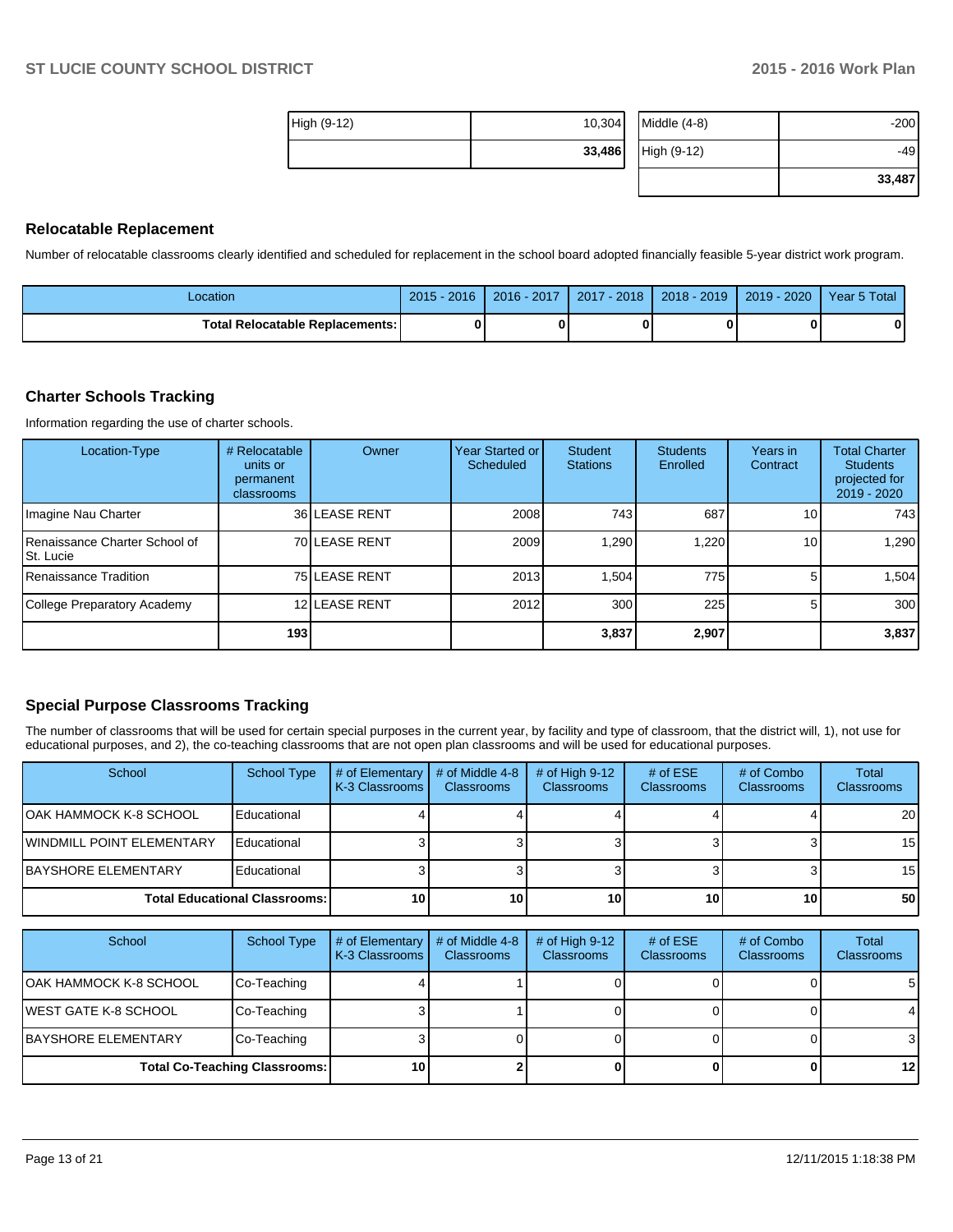| High (9-12) | 10,304 |
|---|---|
| | **33,486** |

| Middle (4-8) | -200 |
|---|---|
| High (9-12) | -49 |
| | **33,487** |

## Relocatable Replacement

Number of relocatable classrooms clearly identified and scheduled for replacement in the school board adopted financially feasible 5-year district work program.

| Location | 2015 - 2016 | 2016 - 2017 | 2017 - 2018 | 2018 - 2019 | 2019 - 2020 | Year 5 Total |
|---|---|---|---|---|---|---|
| **Total Relocatable Replacements:** | **0** | **0** | **0** | **0** | **0** | **0** |

## Charter Schools Tracking

Information regarding the use of charter schools.

| Location-Type | # Relocatable units or permanent classrooms | Owner | Year Started or Scheduled | Student Stations | Students Enrolled | Years in Contract | Total Charter Students projected for 2019 - 2020 |
|---|---|---|---|---|---|---|---|
| Imagine Nau Charter | 36 | LEASE RENT | 2008 | 743 | 687 | 10 | 743 |
| Renaissance Charter School of St. Lucie | 70 | LEASE RENT | 2009 | 1,290 | 1,220 | 10 | 1,290 |
| Renaissance Tradition | 75 | LEASE RENT | 2013 | 1,504 | 775 | 5 | 1,504 |
| College Preparatory Academy | 12 | LEASE RENT | 2012 | 300 | 225 | 5 | 300 |
| | **193** | | | **3,837** | **2,907** | | **3,837** |

## Special Purpose Classrooms Tracking

The number of classrooms that will be used for certain special purposes in the current year, by facility and type of classroom, that the district will, 1), not use for educational purposes, and 2), the co-teaching classrooms that are not open plan classrooms and will be used for educational purposes.

| School | School Type | # of Elementary K-3 Classrooms | # of Middle 4-8 Classrooms | # of High 9-12 Classrooms | # of ESE Classrooms | # of Combo Classrooms | Total Classrooms |
|---|---|---|---|---|---|---|---|
| OAK HAMMOCK K-8 SCHOOL | Educational | 4 | 4 | 4 | 4 | 4 | 20 |
| WINDMILL POINT ELEMENTARY | Educational | 3 | 3 | 3 | 3 | 3 | 15 |
| BAYSHORE ELEMENTARY | Educational | 3 | 3 | 3 | 3 | 3 | 15 |
| **Total Educational Classrooms:** | | **10** | **10** | **10** | **10** | **10** | **50** |

| School | School Type | # of Elementary K-3 Classrooms | # of Middle 4-8 Classrooms | # of High 9-12 Classrooms | # of ESE Classrooms | # of Combo Classrooms | Total Classrooms |
|---|---|---|---|---|---|---|---|
| OAK HAMMOCK K-8 SCHOOL | Co-Teaching | 4 | 1 | 0 | 0 | 0 | 5 |
| WEST GATE K-8 SCHOOL | Co-Teaching | 3 | 1 | 0 | 0 | 0 | 4 |
| BAYSHORE ELEMENTARY | Co-Teaching | 3 | 0 | 0 | 0 | 0 | 3 |
| **Total Co-Teaching Classrooms:** | | **10** | **2** | **0** | **0** | **0** | **12** |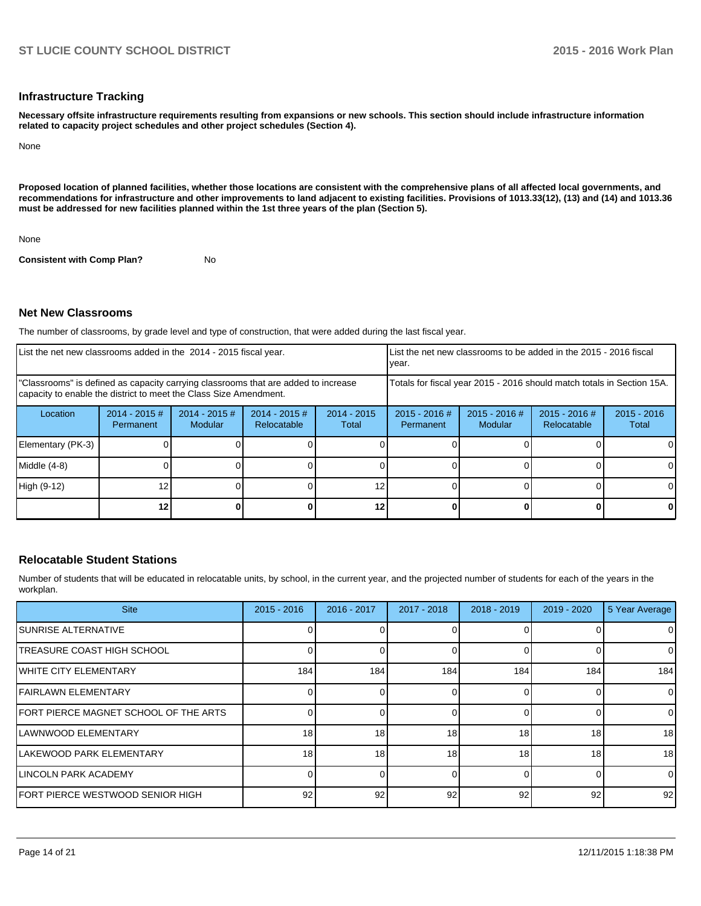## Infrastructure Tracking

**Necessary offsite infrastructure requirements resulting from expansions or new schools. This section should include infrastructure information related to capacity project schedules and other project schedules (Section 4).**

None

**Proposed location of planned facilities, whether those locations are consistent with the comprehensive plans of all affected local governments, and recommendations for infrastructure and other improvements to land adjacent to existing facilities. Provisions of 1013.33(12), (13) and (14) and 1013.36 must be addressed for new facilities planned within the 1st three years of the plan (Section 5).**

None

**Consistent with Comp Plan?** No

## Net New Classrooms

The number of classrooms, by grade level and type of construction, that were added during the last fiscal year.

| List the net new classrooms added in the 2014 - 2015 fiscal year. | | | | | List the net new classrooms to be added in the 2015 - 2016 fiscal year. | | | |
|---|---|---|---|---|---|---|---|---|
| "Classrooms" is defined as capacity carrying classrooms that are added to increase capacity to enable the district to meet the Class Size Amendment. | | | | | Totals for fiscal year 2015 - 2016 should match totals in Section 15A. | | | |
| Location | 2014 - 2015 # Permanent | 2014 - 2015 # Modular | 2014 - 2015 # Relocatable | 2014 - 2015 Total | 2015 - 2016 # Permanent | 2015 - 2016 # Modular | 2015 - 2016 # Relocatable | 2015 - 2016 Total |
| Elementary (PK-3) | 0 | 0 | 0 | 0 | 0 | 0 | 0 | 0 |
| Middle (4-8) | 0 | 0 | 0 | 0 | 0 | 0 | 0 | 0 |
| High (9-12) | 12 | 0 | 0 | 12 | 0 | 0 | 0 | 0 |
| | **12** | **0** | **0** | **12** | **0** | **0** | **0** | **0** |

## Relocatable Student Stations

Number of students that will be educated in relocatable units, by school, in the current year, and the projected number of students for each of the years in the workplan.

| Site | 2015 - 2016 | 2016 - 2017 | 2017 - 2018 | 2018 - 2019 | 2019 - 2020 | 5 Year Average |
|---|---|---|---|---|---|---|
| SUNRISE ALTERNATIVE | 0 | 0 | 0 | 0 | 0 | 0 |
| TREASURE COAST HIGH SCHOOL | 0 | 0 | 0 | 0 | 0 | 0 |
| WHITE CITY ELEMENTARY | 184 | 184 | 184 | 184 | 184 | 184 |
| FAIRLAWN ELEMENTARY | 0 | 0 | 0 | 0 | 0 | 0 |
| FORT PIERCE MAGNET SCHOOL OF THE ARTS | 0 | 0 | 0 | 0 | 0 | 0 |
| LAWNWOOD ELEMENTARY | 18 | 18 | 18 | 18 | 18 | 18 |
| LAKEWOOD PARK ELEMENTARY | 18 | 18 | 18 | 18 | 18 | 18 |
| LINCOLN PARK ACADEMY | 0 | 0 | 0 | 0 | 0 | 0 |
| FORT PIERCE WESTWOOD SENIOR HIGH | 92 | 92 | 92 | 92 | 92 | 92 |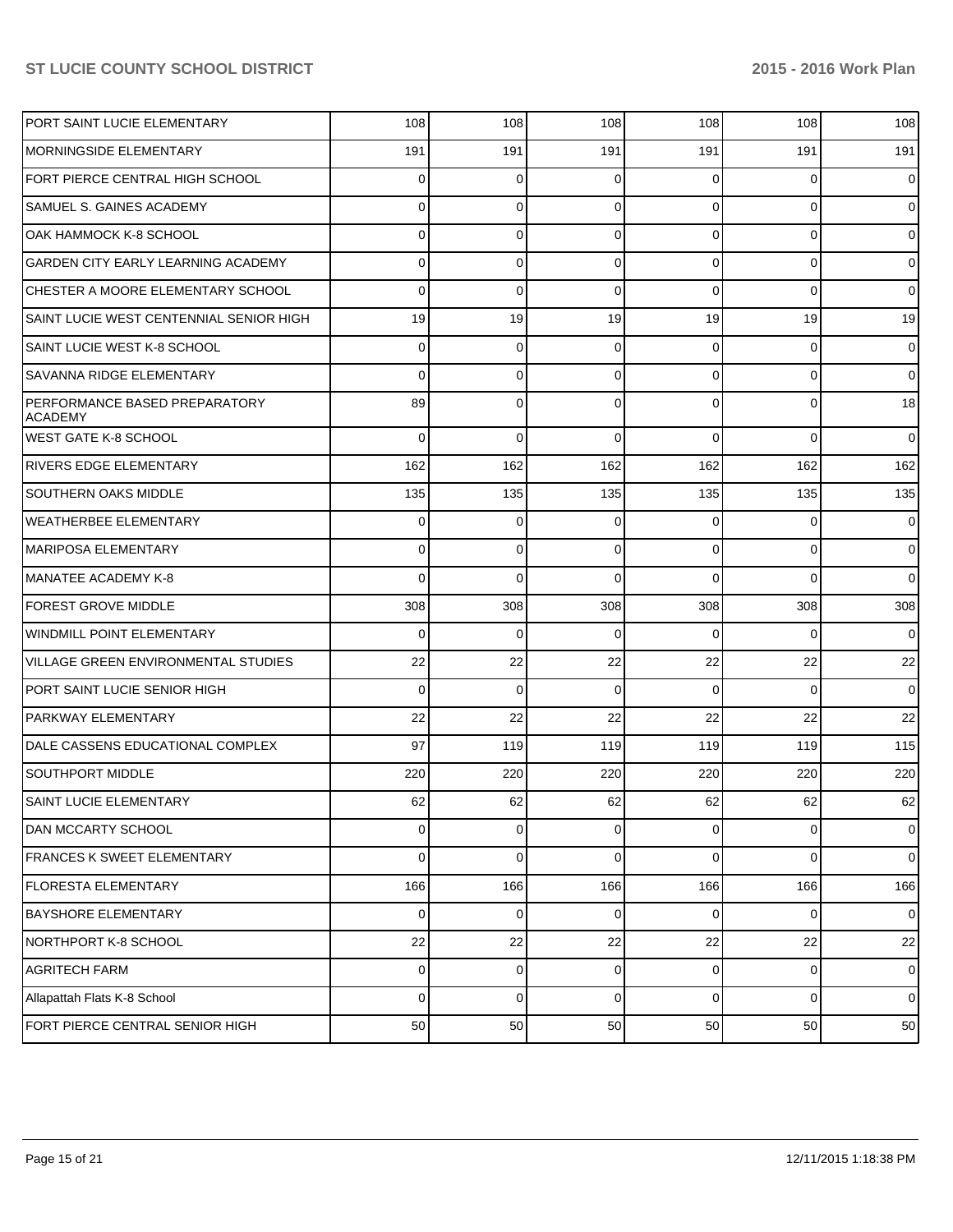| | | | | | | |
|---|---|---|---|---|---|---|
| PORT SAINT LUCIE ELEMENTARY | 108 | 108 | 108 | 108 | 108 | 108 |
| MORNINGSIDE ELEMENTARY | 191 | 191 | 191 | 191 | 191 | 191 |
| FORT PIERCE CENTRAL HIGH SCHOOL | 0 | 0 | 0 | 0 | 0 | 0 |
| SAMUEL S. GAINES ACADEMY | 0 | 0 | 0 | 0 | 0 | 0 |
| OAK HAMMOCK K-8 SCHOOL | 0 | 0 | 0 | 0 | 0 | 0 |
| GARDEN CITY EARLY LEARNING ACADEMY | 0 | 0 | 0 | 0 | 0 | 0 |
| CHESTER A MOORE ELEMENTARY SCHOOL | 0 | 0 | 0 | 0 | 0 | 0 |
| SAINT LUCIE WEST CENTENNIAL SENIOR HIGH | 19 | 19 | 19 | 19 | 19 | 19 |
| SAINT LUCIE WEST K-8 SCHOOL | 0 | 0 | 0 | 0 | 0 | 0 |
| SAVANNA RIDGE ELEMENTARY | 0 | 0 | 0 | 0 | 0 | 0 |
| PERFORMANCE BASED PREPARATORY ACADEMY | 89 | 0 | 0 | 0 | 0 | 18 |
| WEST GATE K-8 SCHOOL | 0 | 0 | 0 | 0 | 0 | 0 |
| RIVERS EDGE ELEMENTARY | 162 | 162 | 162 | 162 | 162 | 162 |
| SOUTHERN OAKS MIDDLE | 135 | 135 | 135 | 135 | 135 | 135 |
| WEATHERBEE ELEMENTARY | 0 | 0 | 0 | 0 | 0 | 0 |
| MARIPOSA ELEMENTARY | 0 | 0 | 0 | 0 | 0 | 0 |
| MANATEE ACADEMY K-8 | 0 | 0 | 0 | 0 | 0 | 0 |
| FOREST GROVE MIDDLE | 308 | 308 | 308 | 308 | 308 | 308 |
| WINDMILL POINT ELEMENTARY | 0 | 0 | 0 | 0 | 0 | 0 |
| VILLAGE GREEN ENVIRONMENTAL STUDIES | 22 | 22 | 22 | 22 | 22 | 22 |
| PORT SAINT LUCIE SENIOR HIGH | 0 | 0 | 0 | 0 | 0 | 0 |
| PARKWAY ELEMENTARY | 22 | 22 | 22 | 22 | 22 | 22 |
| DALE CASSENS EDUCATIONAL COMPLEX | 97 | 119 | 119 | 119 | 119 | 115 |
| SOUTHPORT MIDDLE | 220 | 220 | 220 | 220 | 220 | 220 |
| SAINT LUCIE ELEMENTARY | 62 | 62 | 62 | 62 | 62 | 62 |
| DAN MCCARTY SCHOOL | 0 | 0 | 0 | 0 | 0 | 0 |
| FRANCES K SWEET ELEMENTARY | 0 | 0 | 0 | 0 | 0 | 0 |
| FLORESTA ELEMENTARY | 166 | 166 | 166 | 166 | 166 | 166 |
| BAYSHORE ELEMENTARY | 0 | 0 | 0 | 0 | 0 | 0 |
| NORTHPORT K-8 SCHOOL | 22 | 22 | 22 | 22 | 22 | 22 |
| AGRITECH FARM | 0 | 0 | 0 | 0 | 0 | 0 |
| Allapattah Flats K-8 School | 0 | 0 | 0 | 0 | 0 | 0 |
| FORT PIERCE CENTRAL SENIOR HIGH | 50 | 50 | 50 | 50 | 50 | 50 |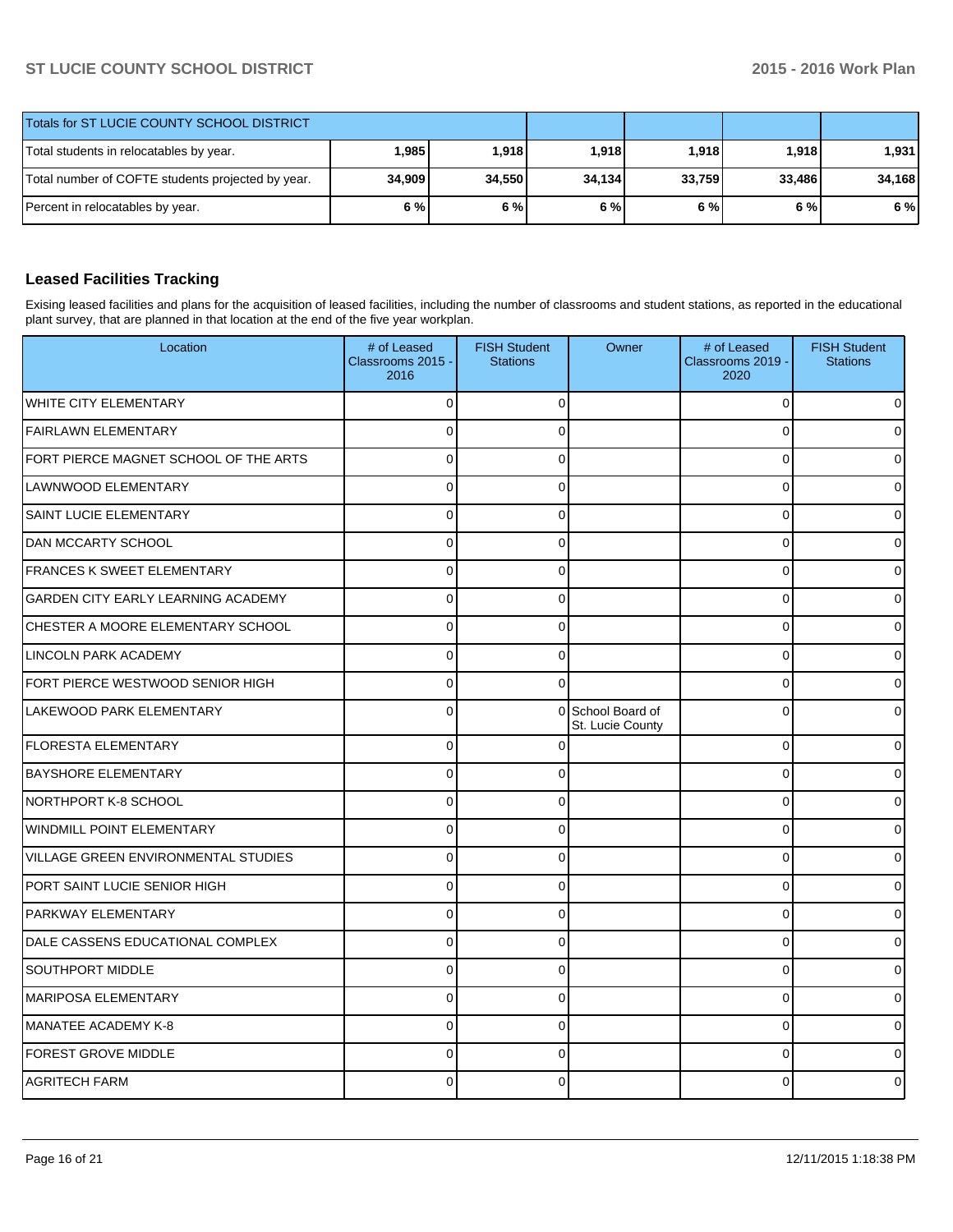| Totals for ST LUCIE COUNTY SCHOOL DISTRICT | | | | | | |
|---|---|---|---|---|---|---|
| Total students in relocatables by year. | 1,985 | 1,918 | 1,918 | 1,918 | 1,918 | 1,931 |
| Total number of COFTE students projected by year. | 34,909 | 34,550 | 34,134 | 33,759 | 33,486 | 34,168 |
| Percent in relocatables by year. | 6 % | 6 % | 6 % | 6 % | 6 % | 6 % |

### Leased Facilities Tracking

Exising leased facilities and plans for the acquisition of leased facilities, including the number of classrooms and student stations, as reported in the educational plant survey, that are planned in that location at the end of the five year workplan.

| Location | # of Leased Classrooms 2015 - 2016 | FISH Student Stations | Owner | # of Leased Classrooms 2019 - 2020 | FISH Student Stations |
|---|---|---|---|---|---|
| WHITE CITY ELEMENTARY | 0 | 0 | | 0 | 0 |
| FAIRLAWN ELEMENTARY | 0 | 0 | | 0 | 0 |
| FORT PIERCE MAGNET SCHOOL OF THE ARTS | 0 | 0 | | 0 | 0 |
| LAWNWOOD ELEMENTARY | 0 | 0 | | 0 | 0 |
| SAINT LUCIE ELEMENTARY | 0 | 0 | | 0 | 0 |
| DAN MCCARTY SCHOOL | 0 | 0 | | 0 | 0 |
| FRANCES K SWEET ELEMENTARY | 0 | 0 | | 0 | 0 |
| GARDEN CITY EARLY LEARNING ACADEMY | 0 | 0 | | 0 | 0 |
| CHESTER A MOORE ELEMENTARY SCHOOL | 0 | 0 | | 0 | 0 |
| LINCOLN PARK ACADEMY | 0 | 0 | | 0 | 0 |
| FORT PIERCE WESTWOOD SENIOR HIGH | 0 | 0 | | 0 | 0 |
| LAKEWOOD PARK ELEMENTARY | 0 | 0 | School Board of St. Lucie County | 0 | 0 |
| FLORESTA ELEMENTARY | 0 | 0 | | 0 | 0 |
| BAYSHORE ELEMENTARY | 0 | 0 | | 0 | 0 |
| NORTHPORT K-8 SCHOOL | 0 | 0 | | 0 | 0 |
| WINDMILL POINT ELEMENTARY | 0 | 0 | | 0 | 0 |
| VILLAGE GREEN ENVIRONMENTAL STUDIES | 0 | 0 | | 0 | 0 |
| PORT SAINT LUCIE SENIOR HIGH | 0 | 0 | | 0 | 0 |
| PARKWAY ELEMENTARY | 0 | 0 | | 0 | 0 |
| DALE CASSENS EDUCATIONAL COMPLEX | 0 | 0 | | 0 | 0 |
| SOUTHPORT MIDDLE | 0 | 0 | | 0 | 0 |
| MARIPOSA ELEMENTARY | 0 | 0 | | 0 | 0 |
| MANATEE ACADEMY K-8 | 0 | 0 | | 0 | 0 |
| FOREST GROVE MIDDLE | 0 | 0 | | 0 | 0 |
| AGRITECH FARM | 0 | 0 | | 0 | 0 |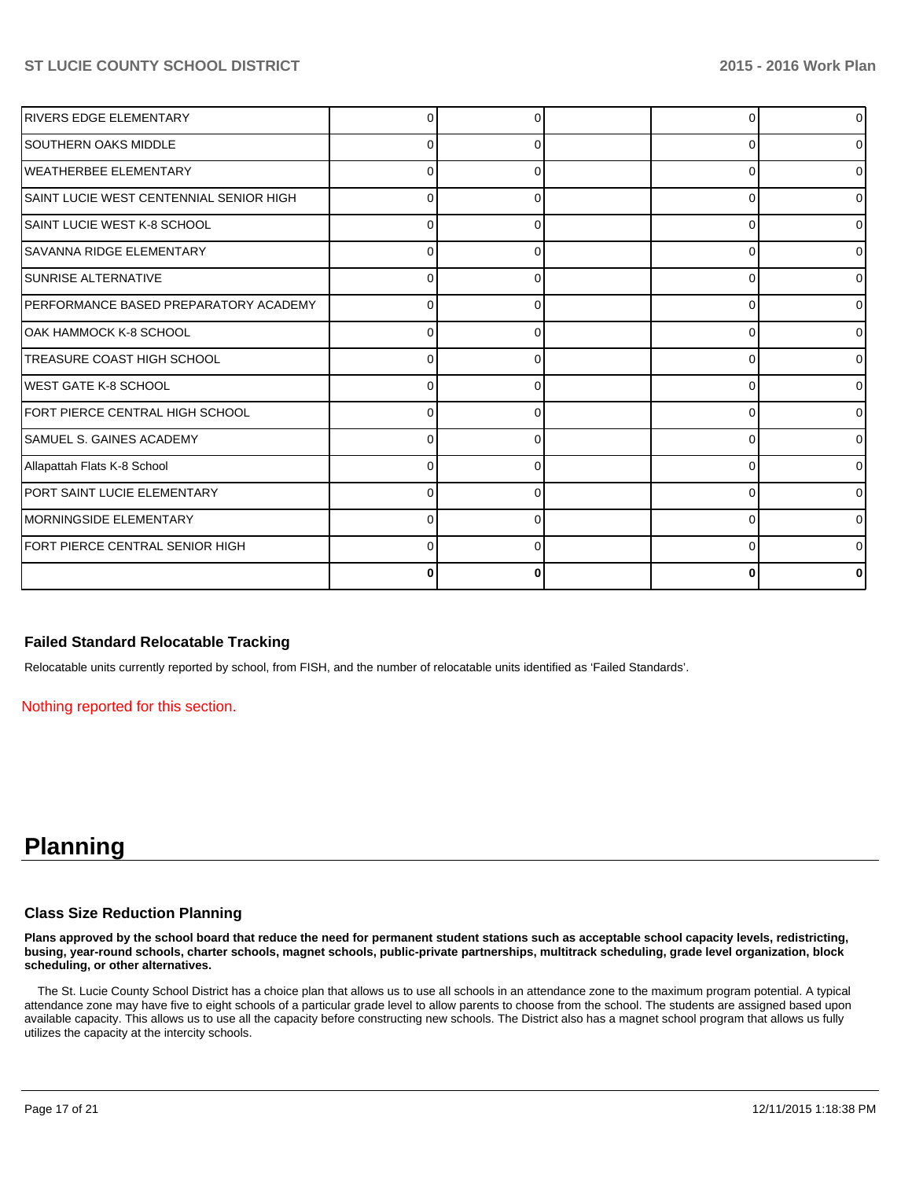| | | | | | |
|---|---|---|---|---|---|
| RIVERS EDGE ELEMENTARY | 0 | 0 | | 0 | 0 |
| SOUTHERN OAKS MIDDLE | 0 | 0 | | 0 | 0 |
| WEATHERBEE ELEMENTARY | 0 | 0 | | 0 | 0 |
| SAINT LUCIE WEST CENTENNIAL SENIOR HIGH | 0 | 0 | | 0 | 0 |
| SAINT LUCIE WEST K-8 SCHOOL | 0 | 0 | | 0 | 0 |
| SAVANNA RIDGE ELEMENTARY | 0 | 0 | | 0 | 0 |
| SUNRISE ALTERNATIVE | 0 | 0 | | 0 | 0 |
| PERFORMANCE BASED PREPARATORY ACADEMY | 0 | 0 | | 0 | 0 |
| OAK HAMMOCK K-8 SCHOOL | 0 | 0 | | 0 | 0 |
| TREASURE COAST HIGH SCHOOL | 0 | 0 | | 0 | 0 |
| WEST GATE K-8 SCHOOL | 0 | 0 | | 0 | 0 |
| FORT PIERCE CENTRAL HIGH SCHOOL | 0 | 0 | | 0 | 0 |
| SAMUEL S. GAINES ACADEMY | 0 | 0 | | 0 | 0 |
| Allapattah Flats K-8 School | 0 | 0 | | 0 | 0 |
| PORT SAINT LUCIE ELEMENTARY | 0 | 0 | | 0 | 0 |
| MORNINGSIDE ELEMENTARY | 0 | 0 | | 0 | 0 |
| FORT PIERCE CENTRAL SENIOR HIGH | 0 | 0 | | 0 | 0 |
| | **0** | **0** | | **0** | **0** |

### Failed Standard Relocatable Tracking

Relocatable units currently reported by school, from FISH, and the number of relocatable units identified as 'Failed Standards'.

Nothing reported for this section.

# Planning

### Class Size Reduction Planning

**Plans approved by the school board that reduce the need for permanent student stations such as acceptable school capacity levels, redistricting, busing, year-round schools, charter schools, magnet schools, public-private partnerships, multitrack scheduling, grade level organization, block scheduling, or other alternatives.**

The St. Lucie County School District has a choice plan that allows us to use all schools in an attendance zone to the maximum program potential. A typical attendance zone may have five to eight schools of a particular grade level to allow parents to choose from the school. The students are assigned based upon available capacity. This allows us to use all the capacity before constructing new schools. The District also has a magnet school program that allows us fully utilizes the capacity at the intercity schools.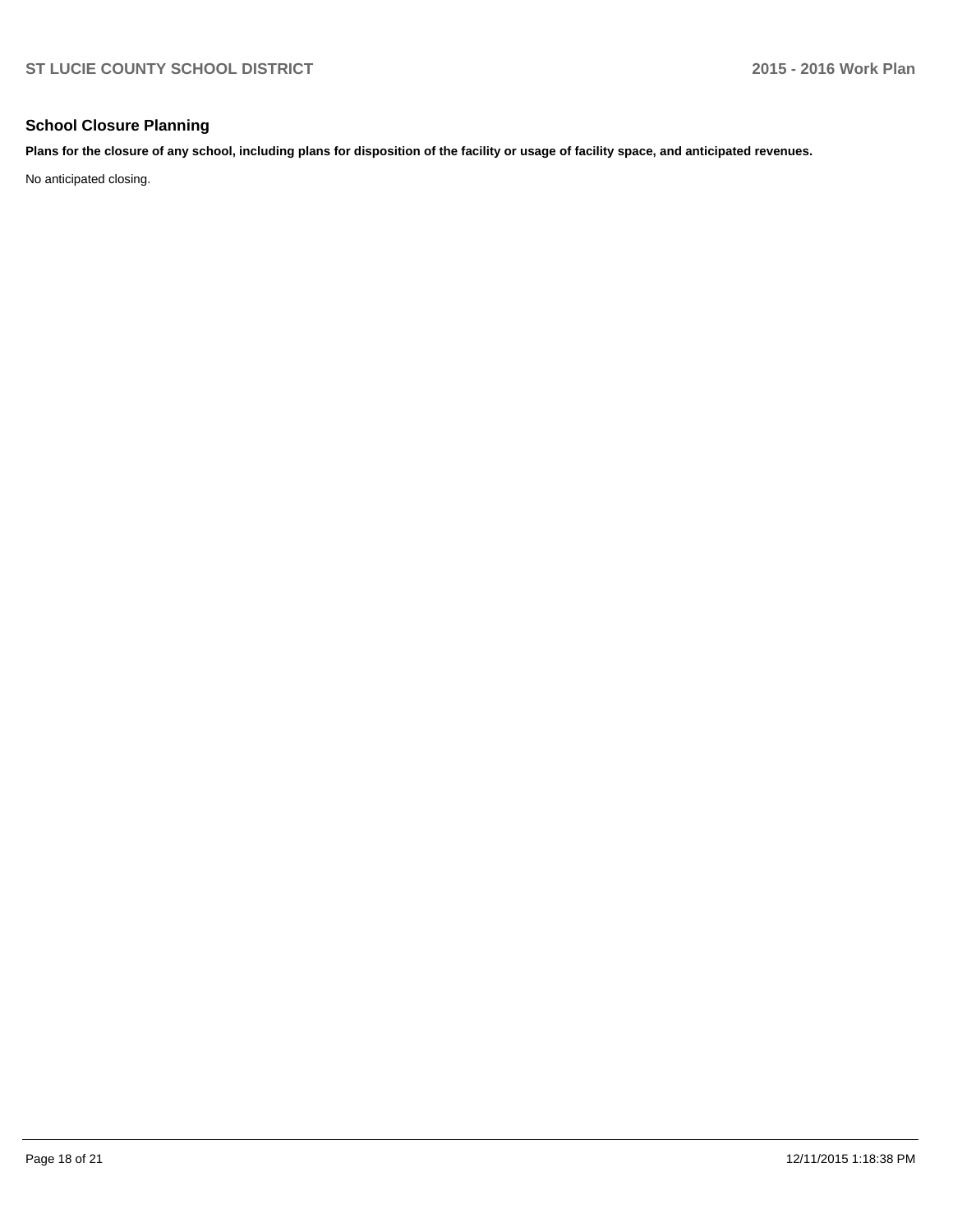## School Closure Planning

**Plans for the closure of any school, including plans for disposition of the facility or usage of facility space, and anticipated revenues.**

No anticipated closing.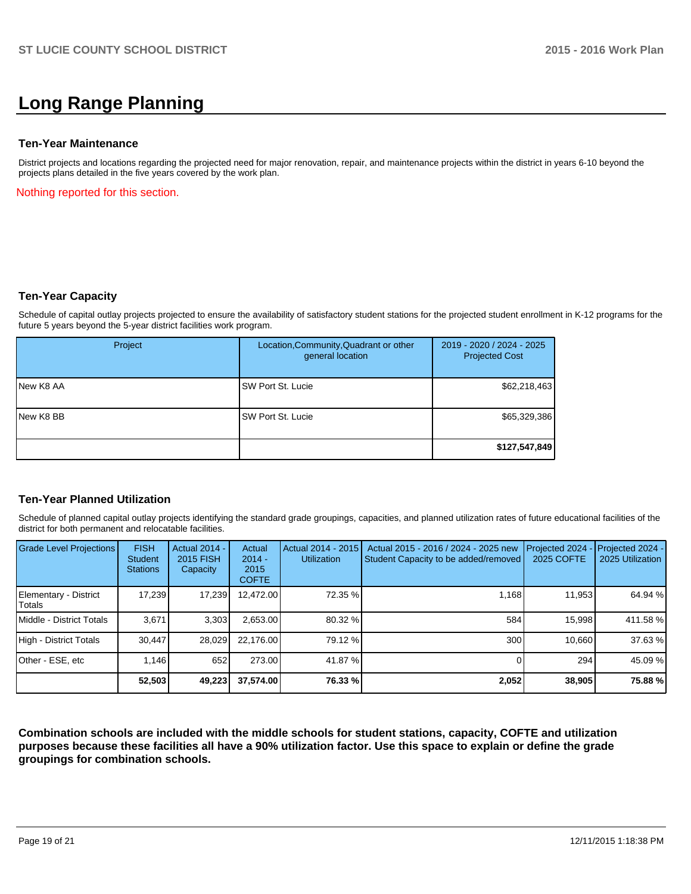# Long Range Planning

### Ten-Year Maintenance

District projects and locations regarding the projected need for major renovation, repair, and maintenance projects within the district in years 6-10 beyond the projects plans detailed in the five years covered by the work plan.

Nothing reported for this section.

### Ten-Year Capacity

Schedule of capital outlay projects projected to ensure the availability of satisfactory student stations for the projected student enrollment in K-12 programs for the future 5 years beyond the 5-year district facilities work program.

| Project | Location,Community,Quadrant or other general location | 2019 - 2020 / 2024 - 2025 Projected Cost |
|---|---|---|
| New K8 AA | SW Port St. Lucie | $62,218,463 |
| New K8 BB | SW Port St. Lucie | $65,329,386 |
| | | **$127,547,849** |

### Ten-Year Planned Utilization

Schedule of planned capital outlay projects identifying the standard grade groupings, capacities, and planned utilization rates of future educational facilities of the district for both permanent and relocatable facilities.

| Grade Level Projections | FISH Student Stations | Actual 2014 - 2015 FISH Capacity | Actual 2014 - 2015 COFTE | Actual 2014 - 2015 Utilization | Actual 2015 - 2016 / 2024 - 2025 new Student Capacity to be added/removed | Projected 2024 - 2025 COFTE | Projected 2024 - 2025 Utilization |
|---|---|---|---|---|---|---|---|
| Elementary - District Totals | 17,239 | 17,239 | 12,472.00 | 72.35 % | 1,168 | 11,953 | 64.94 % |
| Middle - District Totals | 3,671 | 3,303 | 2,653.00 | 80.32 % | 584 | 15,998 | 411.58 % |
| High - District Totals | 30,447 | 28,029 | 22,176.00 | 79.12 % | 300 | 10,660 | 37.63 % |
| Other - ESE, etc | 1,146 | 652 | 273.00 | 41.87 % | 0 | 294 | 45.09 % |
| | **52,503** | **49,223** | **37,574.00** | **76.33 %** | **2,052** | **38,905** | **75.88 %** |

**Combination schools are included with the middle schools for student stations, capacity, COFTE and utilization purposes because these facilities all have a 90% utilization factor. Use this space to explain or define the grade groupings for combination schools.**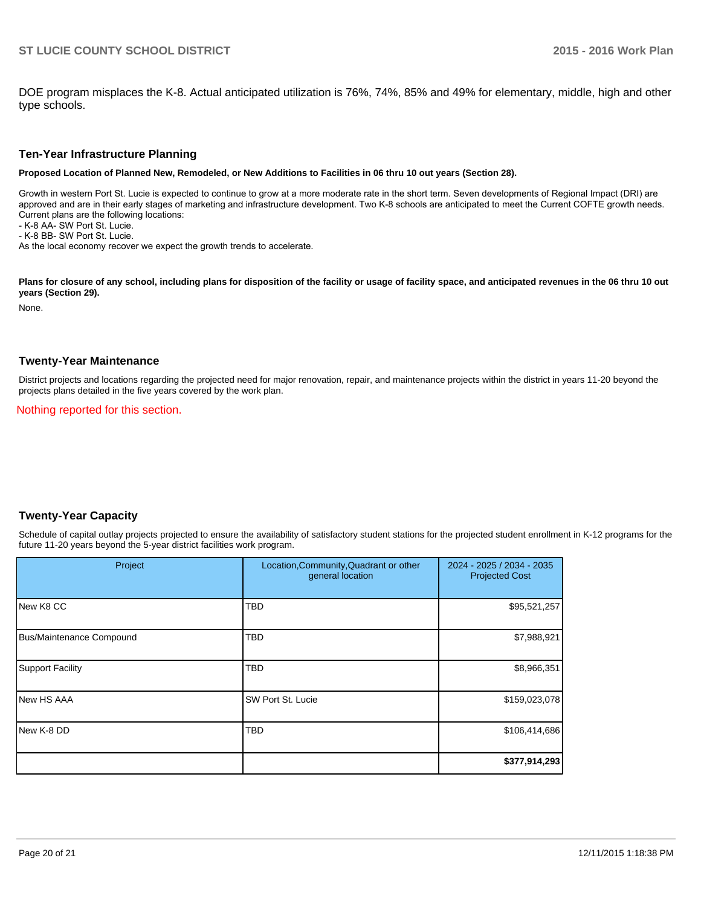DOE program misplaces the K-8. Actual anticipated utilization is 76%, 74%, 85% and 49% for elementary, middle, high and other type schools.

## Ten-Year Infrastructure Planning

**Proposed Location of Planned New, Remodeled, or New Additions to Facilities in 06 thru 10 out years (Section 28).**

Growth in western Port St. Lucie is expected to continue to grow at a more moderate rate in the short term. Seven developments of Regional Impact (DRI) are approved and are in their early stages of marketing and infrastructure development. Two K-8 schools are anticipated to meet the Current COFTE growth needs. Current plans are the following locations:
- K-8 AA- SW Port St. Lucie.
- K-8 BB- SW Port St. Lucie.
As the local economy recover we expect the growth trends to accelerate.

**Plans for closure of any school, including plans for disposition of the facility or usage of facility space, and anticipated revenues in the 06 thru 10 out years (Section 29).**

None.

## Twenty-Year Maintenance

District projects and locations regarding the projected need for major renovation, repair, and maintenance projects within the district in years 11-20 beyond the projects plans detailed in the five years covered by the work plan.

Nothing reported for this section.

## Twenty-Year Capacity

Schedule of capital outlay projects projected to ensure the availability of satisfactory student stations for the projected student enrollment in K-12 programs for the future 11-20 years beyond the 5-year district facilities work program.

| Project | Location,Community,Quadrant or other general location | 2024 - 2025 / 2034 - 2035 Projected Cost |
|---|---|---|
| New K8 CC | TBD | $95,521,257 |
| Bus/Maintenance Compound | TBD | $7,988,921 |
| Support Facility | TBD | $8,966,351 |
| New HS AAA | SW Port St. Lucie | $159,023,078 |
| New K-8 DD | TBD | $106,414,686 |
| | | **$377,914,293** |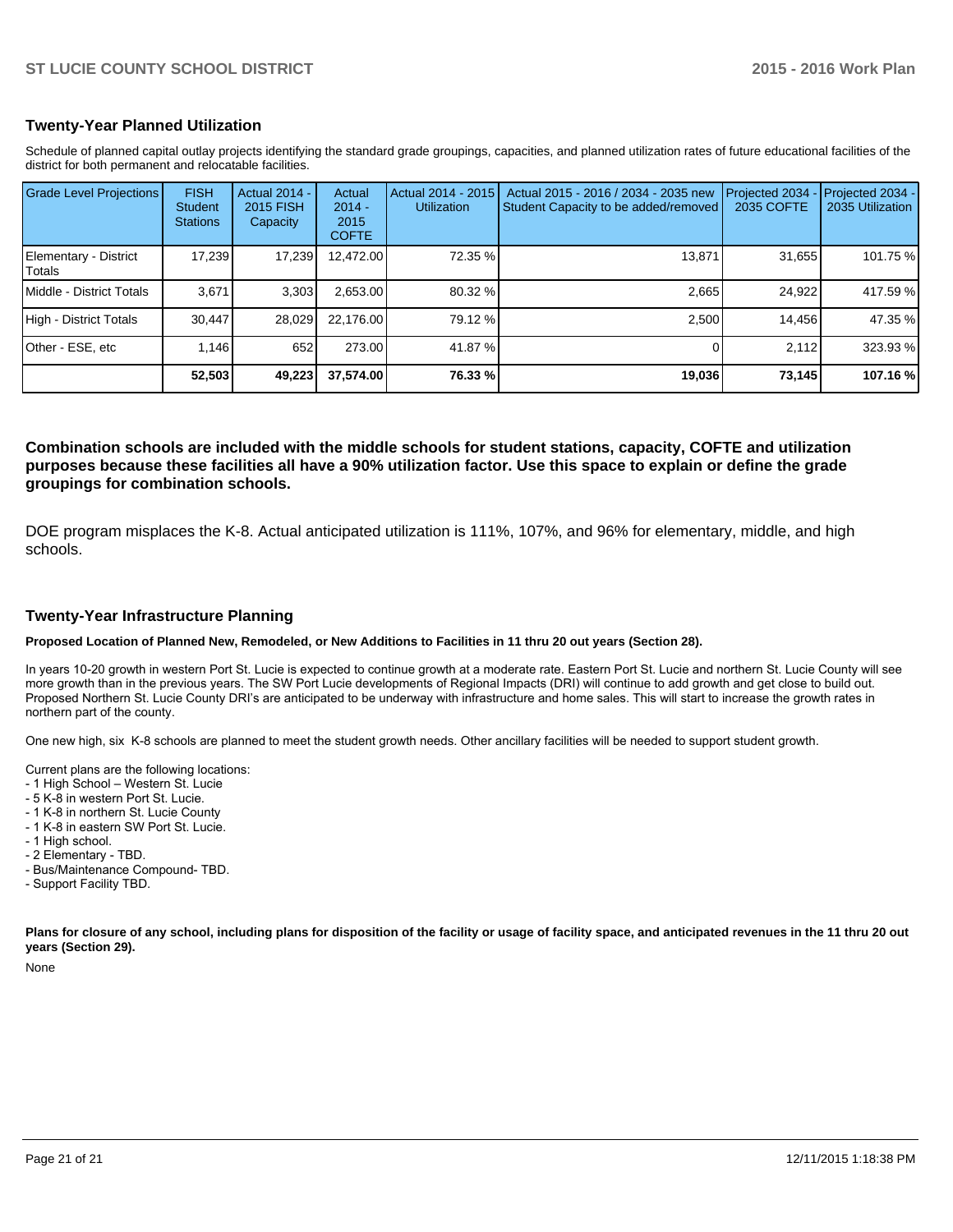## Twenty-Year Planned Utilization

Schedule of planned capital outlay projects identifying the standard grade groupings, capacities, and planned utilization rates of future educational facilities of the district for both permanent and relocatable facilities.

| Grade Level Projections | FISH Student Stations | Actual 2014 - 2015 FISH Capacity | Actual 2014 - 2015 COFTE | Actual 2014 - 2015 Utilization | Actual 2015 - 2016 / 2034 - 2035 new Student Capacity to be added/removed | Projected 2034 - 2035 COFTE | Projected 2034 - 2035 Utilization |
|---|---|---|---|---|---|---|---|
| Elementary - District Totals | 17,239 | 17,239 | 12,472.00 | 72.35 % | 13,871 | 31,655 | 101.75 % |
| Middle - District Totals | 3,671 | 3,303 | 2,653.00 | 80.32 % | 2,665 | 24,922 | 417.59 % |
| High - District Totals | 30,447 | 28,029 | 22,176.00 | 79.12 % | 2,500 | 14,456 | 47.35 % |
| Other - ESE, etc | 1,146 | 652 | 273.00 | 41.87 % | 0 | 2,112 | 323.93 % |
| | **52,503** | **49,223** | **37,574.00** | **76.33 %** | **19,036** | **73,145** | **107.16 %** |

**Combination schools are included with the middle schools for student stations, capacity, COFTE and utilization purposes because these facilities all have a 90% utilization factor. Use this space to explain or define the grade groupings for combination schools.**

DOE program misplaces the K-8. Actual anticipated utilization is 111%, 107%, and 96% for elementary, middle, and high schools.

## Twenty-Year Infrastructure Planning

**Proposed Location of Planned New, Remodeled, or New Additions to Facilities in 11 thru 20 out years (Section 28).**

In years 10-20 growth in western Port St. Lucie is expected to continue growth at a moderate rate. Eastern Port St. Lucie and northern St. Lucie County will see more growth than in the previous years. The SW Port Lucie developments of Regional Impacts (DRI) will continue to add growth and get close to build out. Proposed Northern St. Lucie County DRI's are anticipated to be underway with infrastructure and home sales. This will start to increase the growth rates in northern part of the county.

One new high, six K-8 schools are planned to meet the student growth needs. Other ancillary facilities will be needed to support student growth.

Current plans are the following locations:
- 1 High School – Western St. Lucie
- 5 K-8 in western Port St. Lucie.
- 1 K-8 in northern St. Lucie County
- 1 K-8 in eastern SW Port St. Lucie.
- 1 High school.
- 2 Elementary - TBD.
- Bus/Maintenance Compound- TBD.
- Support Facility TBD.

**Plans for closure of any school, including plans for disposition of the facility or usage of facility space, and anticipated revenues in the 11 thru 20 out years (Section 29).**

None